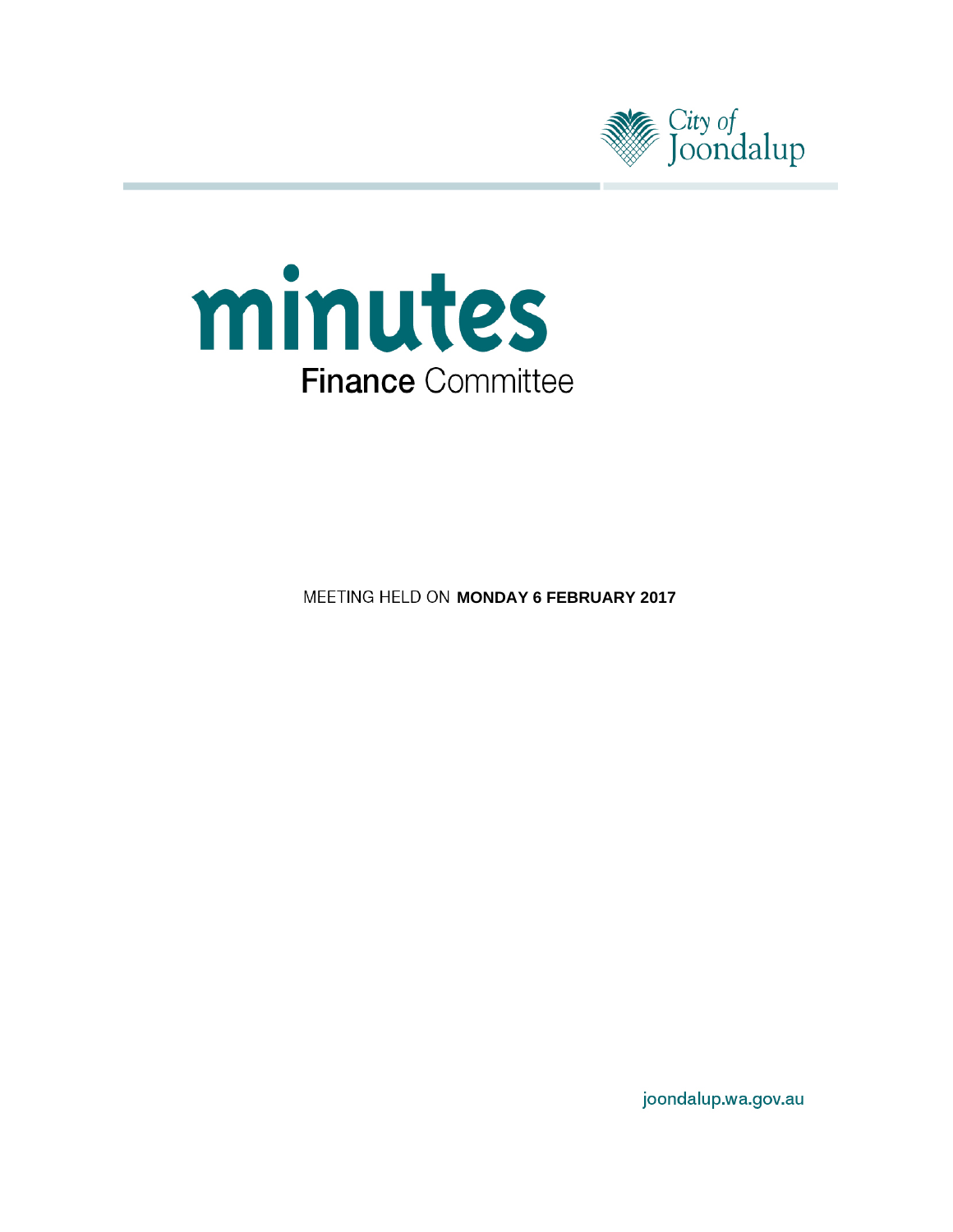City of Joondalup

# minutes

## Finance Committee

MEETING HELD ON **MONDAY 6 FEBRUARY 2017**

joondalup.wa.gov.au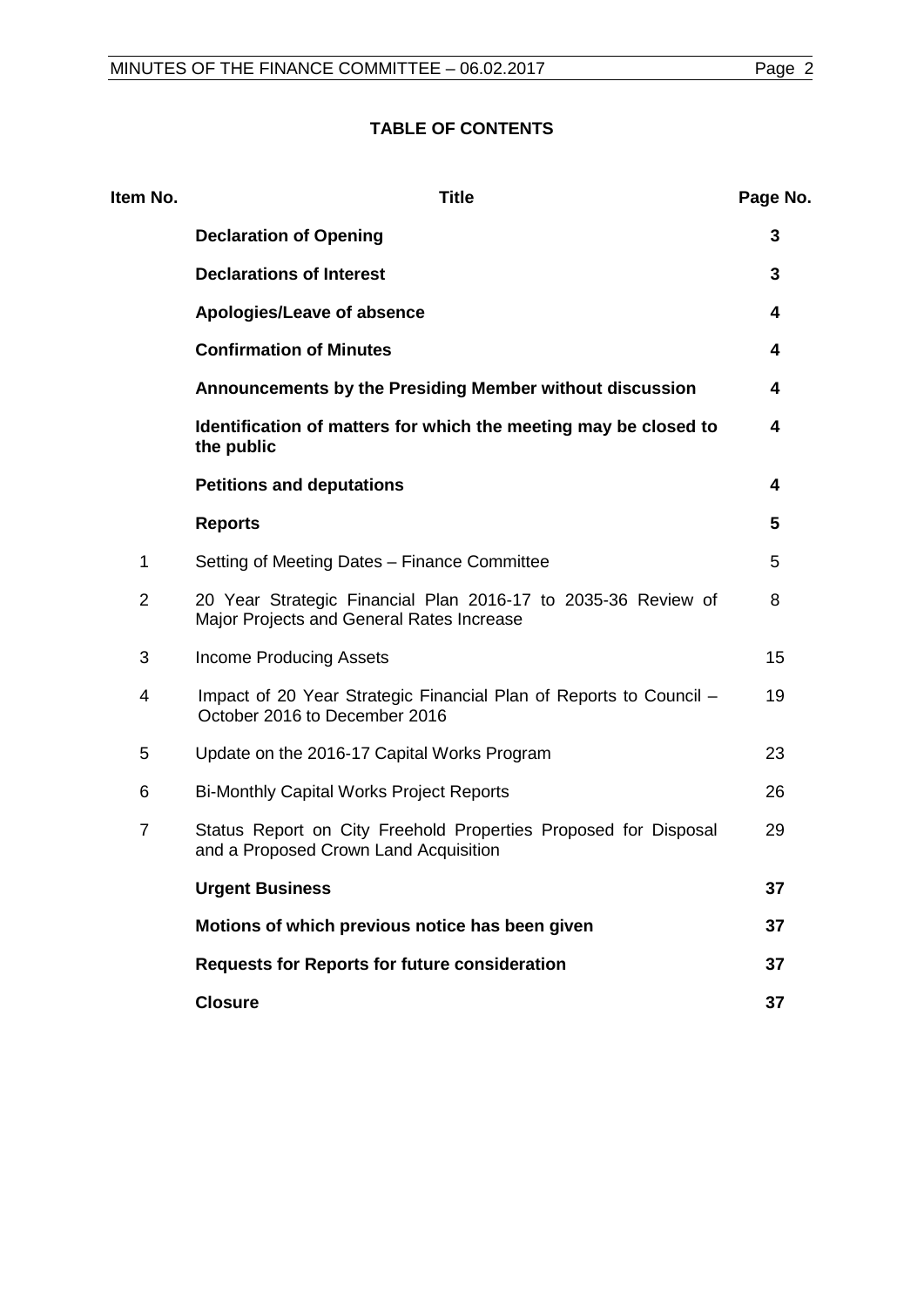**TABLE OF CONTENTS**

| Item No. | Title | Page No. |
|---|---|---|
| | **Declaration of Opening** | **3** |
| | **Declarations of Interest** | **3** |
| | **Apologies/Leave of absence** | **4** |
| | **Confirmation of Minutes** | **4** |
| | **Announcements by the Presiding Member without discussion** | **4** |
| | **Identification of matters for which the meeting may be closed to the public** | **4** |
| | **Petitions and deputations** | **4** |
| | **Reports** | **5** |
| 1 | Setting of Meeting Dates – Finance Committee | 5 |
| 2 | 20 Year Strategic Financial Plan 2016-17 to 2035-36 Review of Major Projects and General Rates Increase | 8 |
| 3 | Income Producing Assets | 15 |
| 4 | Impact of 20 Year Strategic Financial Plan of Reports to Council – October 2016 to December 2016 | 19 |
| 5 | Update on the 2016-17 Capital Works Program | 23 |
| 6 | Bi-Monthly Capital Works Project Reports | 26 |
| 7 | Status Report on City Freehold Properties Proposed for Disposal and a Proposed Crown Land Acquisition | 29 |
| | **Urgent Business** | **37** |
| | **Motions of which previous notice has been given** | **37** |
| | **Requests for Reports for future consideration** | **37** |
| | **Closure** | **37** |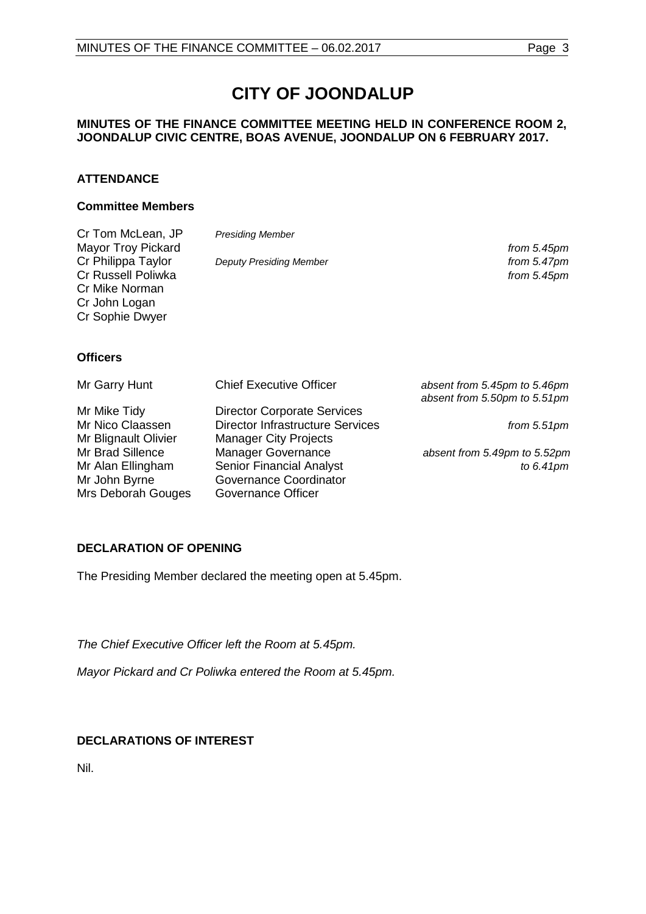# CITY OF JOONDALUP

**MINUTES OF THE FINANCE COMMITTEE MEETING HELD IN CONFERENCE ROOM 2, JOONDALUP CIVIC CENTRE, BOAS AVENUE, JOONDALUP ON 6 FEBRUARY 2017.**

## ATTENDANCE

### Committee Members

| | | |
|---|---|---|
| Cr Tom McLean, JP | *Presiding Member* | |
| Mayor Troy Pickard | | *from 5.45pm* |
| Cr Philippa Taylor | *Deputy Presiding Member* | *from 5.47pm* |
| Cr Russell Poliwka | | *from 5.45pm* |
| Cr Mike Norman | | |
| Cr John Logan | | |
| Cr Sophie Dwyer | | |

### Officers

| | | |
|---|---|---|
| Mr Garry Hunt | Chief Executive Officer | *absent from 5.45pm to 5.46pm* *absent from 5.50pm to 5.51pm* |
| Mr Mike Tidy | Director Corporate Services | |
| Mr Nico Claassen | Director Infrastructure Services | *from 5.51pm* |
| Mr Blignault Olivier | Manager City Projects | |
| Mr Brad Sillence | Manager Governance | *absent from 5.49pm to 5.52pm* |
| Mr Alan Ellingham | Senior Financial Analyst | *to 6.41pm* |
| Mr John Byrne | Governance Coordinator | |
| Mrs Deborah Gouges | Governance Officer | |

## DECLARATION OF OPENING

The Presiding Member declared the meeting open at 5.45pm.

*The Chief Executive Officer left the Room at 5.45pm.*

*Mayor Pickard and Cr Poliwka entered the Room at 5.45pm.*

## DECLARATIONS OF INTEREST

Nil.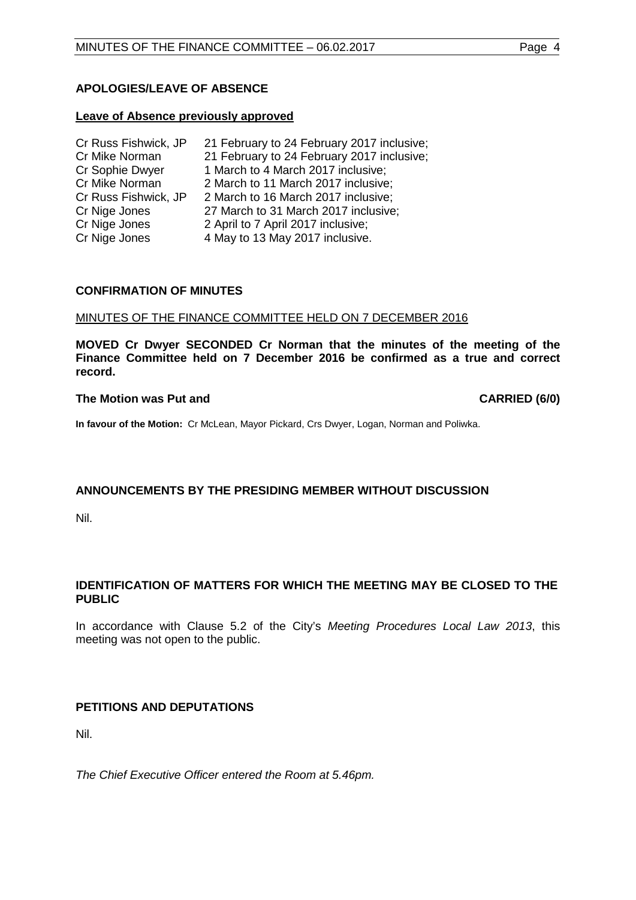## APOLOGIES/LEAVE OF ABSENCE

**Leave of Absence previously approved**

| | |
|---|---|
| Cr Russ Fishwick, JP | 21 February to 24 February 2017 inclusive; |
| Cr Mike Norman | 21 February to 24 February 2017 inclusive; |
| Cr Sophie Dwyer | 1 March to 4 March 2017 inclusive; |
| Cr Mike Norman | 2 March to 11 March 2017 inclusive; |
| Cr Russ Fishwick, JP | 2 March to 16 March 2017 inclusive; |
| Cr Nige Jones | 27 March to 31 March 2017 inclusive; |
| Cr Nige Jones | 2 April to 7 April 2017 inclusive; |
| Cr Nige Jones | 4 May to 13 May 2017 inclusive. |

## CONFIRMATION OF MINUTES

MINUTES OF THE FINANCE COMMITTEE HELD ON 7 DECEMBER 2016

**MOVED Cr Dwyer SECONDED Cr Norman that the minutes of the meeting of the Finance Committee held on 7 December 2016 be confirmed as a true and correct record.**

**The Motion was Put and CARRIED (6/0)**

**In favour of the Motion:** Cr McLean, Mayor Pickard, Crs Dwyer, Logan, Norman and Poliwka.

## ANNOUNCEMENTS BY THE PRESIDING MEMBER WITHOUT DISCUSSION

Nil.

## IDENTIFICATION OF MATTERS FOR WHICH THE MEETING MAY BE CLOSED TO THE PUBLIC

In accordance with Clause 5.2 of the City's *Meeting Procedures Local Law 2013*, this meeting was not open to the public.

## PETITIONS AND DEPUTATIONS

Nil.

*The Chief Executive Officer entered the Room at 5.46pm.*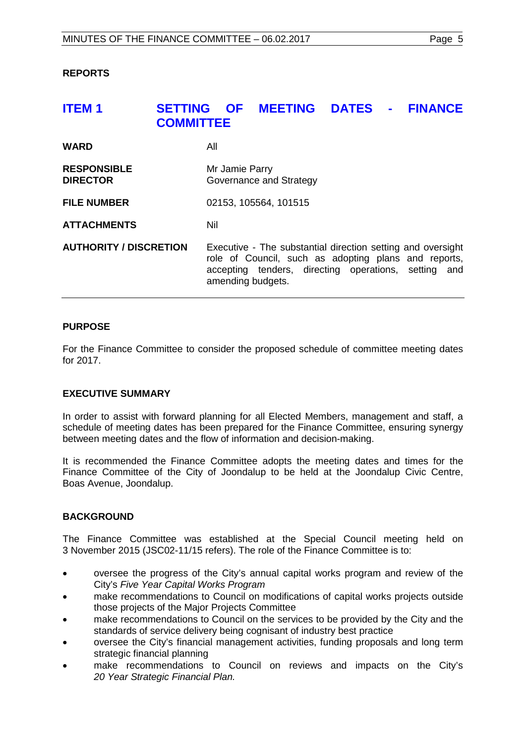## REPORTS

## ITEM 1 SETTING OF MEETING DATES - FINANCE COMMITTEE

| | |
|---|---|
| **WARD** | All |
| **RESPONSIBLE DIRECTOR** | Mr Jamie Parry<br>Governance and Strategy |
| **FILE NUMBER** | 02153, 105564, 101515 |
| **ATTACHMENTS** | Nil |
| **AUTHORITY / DISCRETION** | Executive - The substantial direction setting and oversight role of Council, such as adopting plans and reports, accepting tenders, directing operations, setting and amending budgets. |

### PURPOSE

For the Finance Committee to consider the proposed schedule of committee meeting dates for 2017.

### EXECUTIVE SUMMARY

In order to assist with forward planning for all Elected Members, management and staff, a schedule of meeting dates has been prepared for the Finance Committee, ensuring synergy between meeting dates and the flow of information and decision-making.

It is recommended the Finance Committee adopts the meeting dates and times for the Finance Committee of the City of Joondalup to be held at the Joondalup Civic Centre, Boas Avenue, Joondalup.

### BACKGROUND

The Finance Committee was established at the Special Council meeting held on 3 November 2015 (JSC02-11/15 refers). The role of the Finance Committee is to:

- oversee the progress of the City's annual capital works program and review of the City's *Five Year Capital Works Program*
- make recommendations to Council on modifications of capital works projects outside those projects of the Major Projects Committee
- make recommendations to Council on the services to be provided by the City and the standards of service delivery being cognisant of industry best practice
- oversee the City's financial management activities, funding proposals and long term strategic financial planning
- make recommendations to Council on reviews and impacts on the City's *20 Year Strategic Financial Plan.*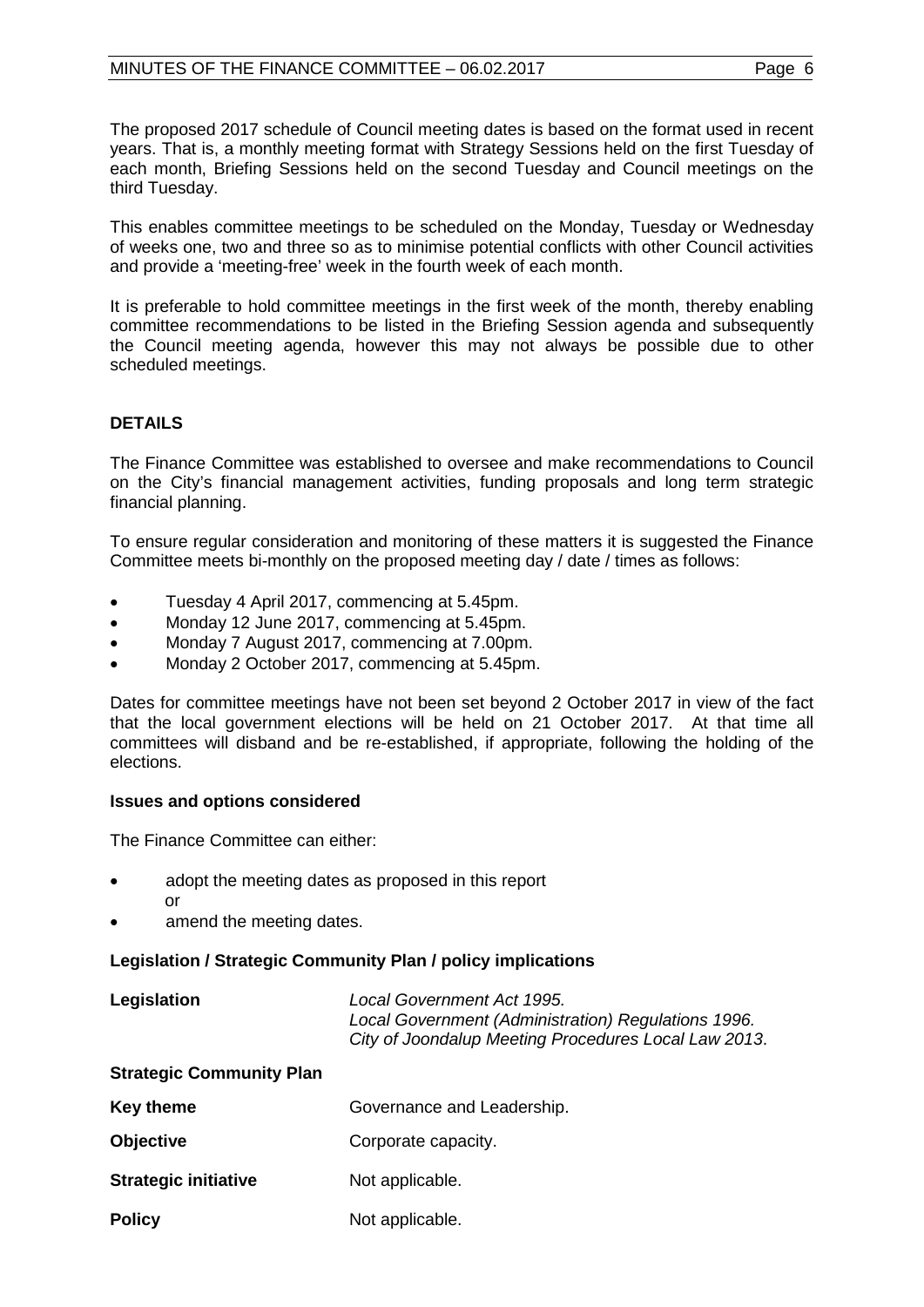The proposed 2017 schedule of Council meeting dates is based on the format used in recent years. That is, a monthly meeting format with Strategy Sessions held on the first Tuesday of each month, Briefing Sessions held on the second Tuesday and Council meetings on the third Tuesday.

This enables committee meetings to be scheduled on the Monday, Tuesday or Wednesday of weeks one, two and three so as to minimise potential conflicts with other Council activities and provide a 'meeting-free' week in the fourth week of each month.

It is preferable to hold committee meetings in the first week of the month, thereby enabling committee recommendations to be listed in the Briefing Session agenda and subsequently the Council meeting agenda, however this may not always be possible due to other scheduled meetings.

## DETAILS

The Finance Committee was established to oversee and make recommendations to Council on the City's financial management activities, funding proposals and long term strategic financial planning.

To ensure regular consideration and monitoring of these matters it is suggested the Finance Committee meets bi-monthly on the proposed meeting day / date / times as follows:

- Tuesday 4 April 2017, commencing at 5.45pm.
- Monday 12 June 2017, commencing at 5.45pm.
- Monday 7 August 2017, commencing at 7.00pm.
- Monday 2 October 2017, commencing at 5.45pm.

Dates for committee meetings have not been set beyond 2 October 2017 in view of the fact that the local government elections will be held on 21 October 2017. At that time all committees will disband and be re-established, if appropriate, following the holding of the elections.

### Issues and options considered

The Finance Committee can either:

- adopt the meeting dates as proposed in this report
  or
- amend the meeting dates.

### Legislation / Strategic Community Plan / policy implications

**Legislation** *Local Government Act 1995.*
*Local Government (Administration) Regulations 1996.*
*City of Joondalup Meeting Procedures Local Law 2013.*

**Strategic Community Plan**

**Key theme** Governance and Leadership.

**Objective** Corporate capacity.

**Strategic initiative** Not applicable.

**Policy** Not applicable.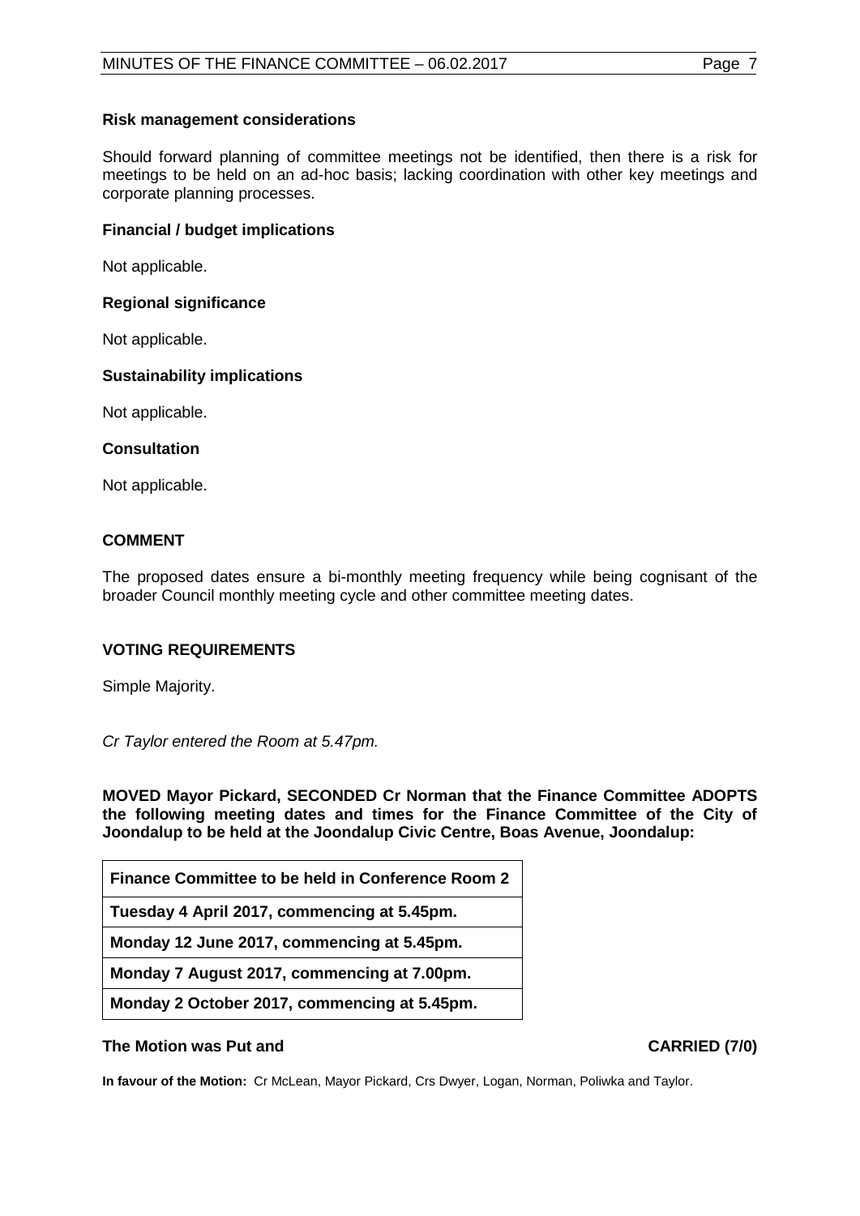**Risk management considerations**

Should forward planning of committee meetings not be identified, then there is a risk for meetings to be held on an ad-hoc basis; lacking coordination with other key meetings and corporate planning processes.

**Financial / budget implications**

Not applicable.

**Regional significance**

Not applicable.

**Sustainability implications**

Not applicable.

**Consultation**

Not applicable.

## COMMENT

The proposed dates ensure a bi-monthly meeting frequency while being cognisant of the broader Council monthly meeting cycle and other committee meeting dates.

## VOTING REQUIREMENTS

Simple Majority.

*Cr Taylor entered the Room at 5.47pm.*

**MOVED Mayor Pickard, SECONDED Cr Norman that the Finance Committee ADOPTS the following meeting dates and times for the Finance Committee of the City of Joondalup to be held at the Joondalup Civic Centre, Boas Avenue, Joondalup:**

| **Finance Committee to be held in Conference Room 2** |
|---|
| **Tuesday 4 April 2017, commencing at 5.45pm.** |
| **Monday 12 June 2017, commencing at 5.45pm.** |
| **Monday 7 August 2017, commencing at 7.00pm.** |
| **Monday 2 October 2017, commencing at 5.45pm.** |

**The Motion was Put and** **CARRIED (7/0)**

**In favour of the Motion:** Cr McLean, Mayor Pickard, Crs Dwyer, Logan, Norman, Poliwka and Taylor.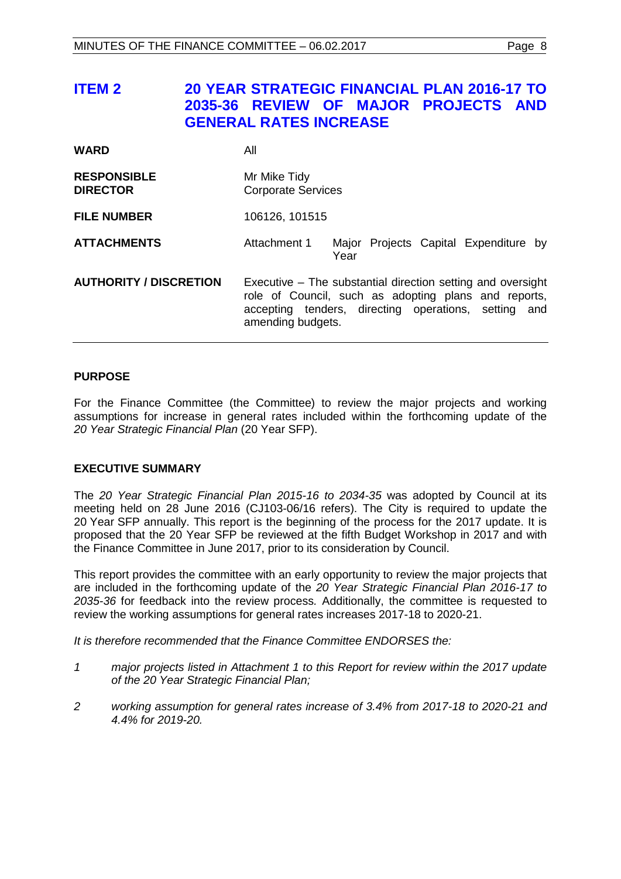# ITEM 2 20 YEAR STRATEGIC FINANCIAL PLAN 2016-17 TO 2035-36 REVIEW OF MAJOR PROJECTS AND GENERAL RATES INCREASE

| | |
|---|---|
| **WARD** | All |
| **RESPONSIBLE DIRECTOR** | Mr Mike Tidy<br>Corporate Services |
| **FILE NUMBER** | 106126, 101515 |
| **ATTACHMENTS** | Attachment 1 Major Projects Capital Expenditure by Year |
| **AUTHORITY / DISCRETION** | Executive – The substantial direction setting and oversight role of Council, such as adopting plans and reports, accepting tenders, directing operations, setting and amending budgets. |

## PURPOSE

For the Finance Committee (the Committee) to review the major projects and working assumptions for increase in general rates included within the forthcoming update of the *20 Year Strategic Financial Plan* (20 Year SFP).

## EXECUTIVE SUMMARY

The *20 Year Strategic Financial Plan 2015-16 to 2034-35* was adopted by Council at its meeting held on 28 June 2016 (CJ103-06/16 refers). The City is required to update the 20 Year SFP annually. This report is the beginning of the process for the 2017 update. It is proposed that the 20 Year SFP be reviewed at the fifth Budget Workshop in 2017 and with the Finance Committee in June 2017, prior to its consideration by Council.

This report provides the committee with an early opportunity to review the major projects that are included in the forthcoming update of the *20 Year Strategic Financial Plan 2016-17 to 2035-36* for feedback into the review process. Additionally, the committee is requested to review the working assumptions for general rates increases 2017-18 to 2020-21.

*It is therefore recommended that the Finance Committee ENDORSES the:*

1. *major projects listed in Attachment 1 to this Report for review within the 2017 update of the 20 Year Strategic Financial Plan;*
2. *working assumption for general rates increase of 3.4% from 2017-18 to 2020-21 and 4.4% for 2019-20.*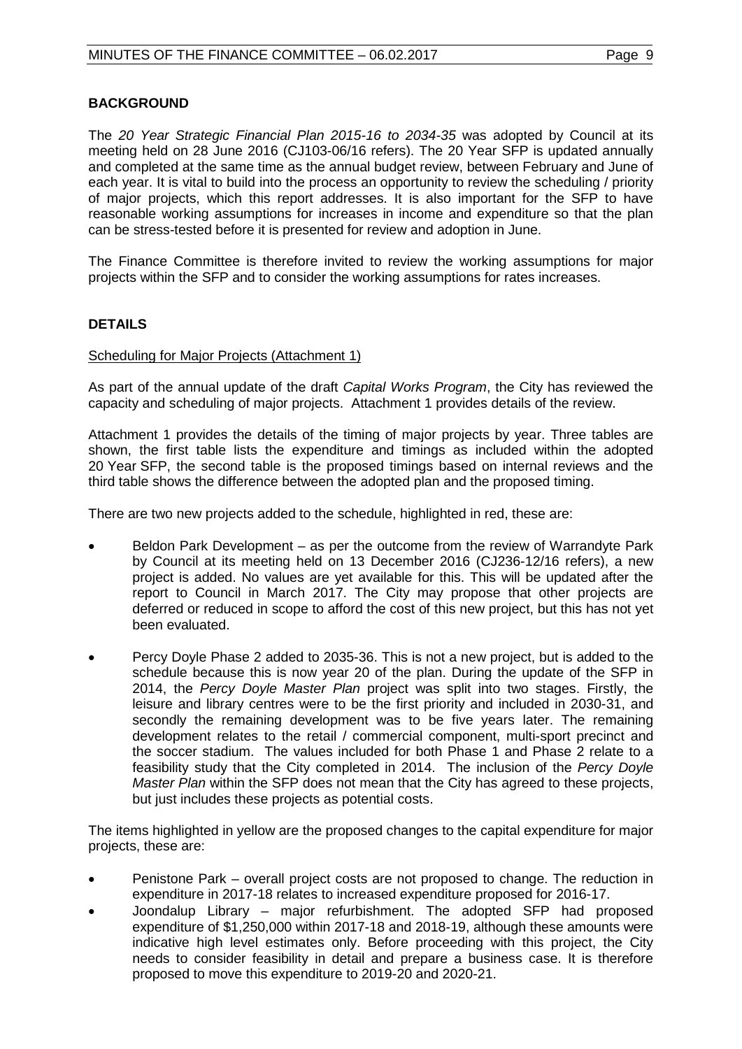## BACKGROUND

The *20 Year Strategic Financial Plan 2015-16 to 2034-35* was adopted by Council at its meeting held on 28 June 2016 (CJ103-06/16 refers). The 20 Year SFP is updated annually and completed at the same time as the annual budget review, between February and June of each year. It is vital to build into the process an opportunity to review the scheduling / priority of major projects, which this report addresses. It is also important for the SFP to have reasonable working assumptions for increases in income and expenditure so that the plan can be stress-tested before it is presented for review and adoption in June.

The Finance Committee is therefore invited to review the working assumptions for major projects within the SFP and to consider the working assumptions for rates increases.

## DETAILS

Scheduling for Major Projects (Attachment 1)

As part of the annual update of the draft *Capital Works Program*, the City has reviewed the capacity and scheduling of major projects. Attachment 1 provides details of the review.

Attachment 1 provides the details of the timing of major projects by year. Three tables are shown, the first table lists the expenditure and timings as included within the adopted 20 Year SFP, the second table is the proposed timings based on internal reviews and the third table shows the difference between the adopted plan and the proposed timing.

There are two new projects added to the schedule, highlighted in red, these are:

- Beldon Park Development – as per the outcome from the review of Warrandyte Park by Council at its meeting held on 13 December 2016 (CJ236-12/16 refers), a new project is added. No values are yet available for this. This will be updated after the report to Council in March 2017. The City may propose that other projects are deferred or reduced in scope to afford the cost of this new project, but this has not yet been evaluated.
- Percy Doyle Phase 2 added to 2035-36. This is not a new project, but is added to the schedule because this is now year 20 of the plan. During the update of the SFP in 2014, the *Percy Doyle Master Plan* project was split into two stages. Firstly, the leisure and library centres were to be the first priority and included in 2030-31, and secondly the remaining development was to be five years later. The remaining development relates to the retail / commercial component, multi-sport precinct and the soccer stadium. The values included for both Phase 1 and Phase 2 relate to a feasibility study that the City completed in 2014. The inclusion of the *Percy Doyle Master Plan* within the SFP does not mean that the City has agreed to these projects, but just includes these projects as potential costs.

The items highlighted in yellow are the proposed changes to the capital expenditure for major projects, these are:

- Penistone Park – overall project costs are not proposed to change. The reduction in expenditure in 2017-18 relates to increased expenditure proposed for 2016-17.
- Joondalup Library – major refurbishment. The adopted SFP had proposed expenditure of $1,250,000 within 2017-18 and 2018-19, although these amounts were indicative high level estimates only. Before proceeding with this project, the City needs to consider feasibility in detail and prepare a business case. It is therefore proposed to move this expenditure to 2019-20 and 2020-21.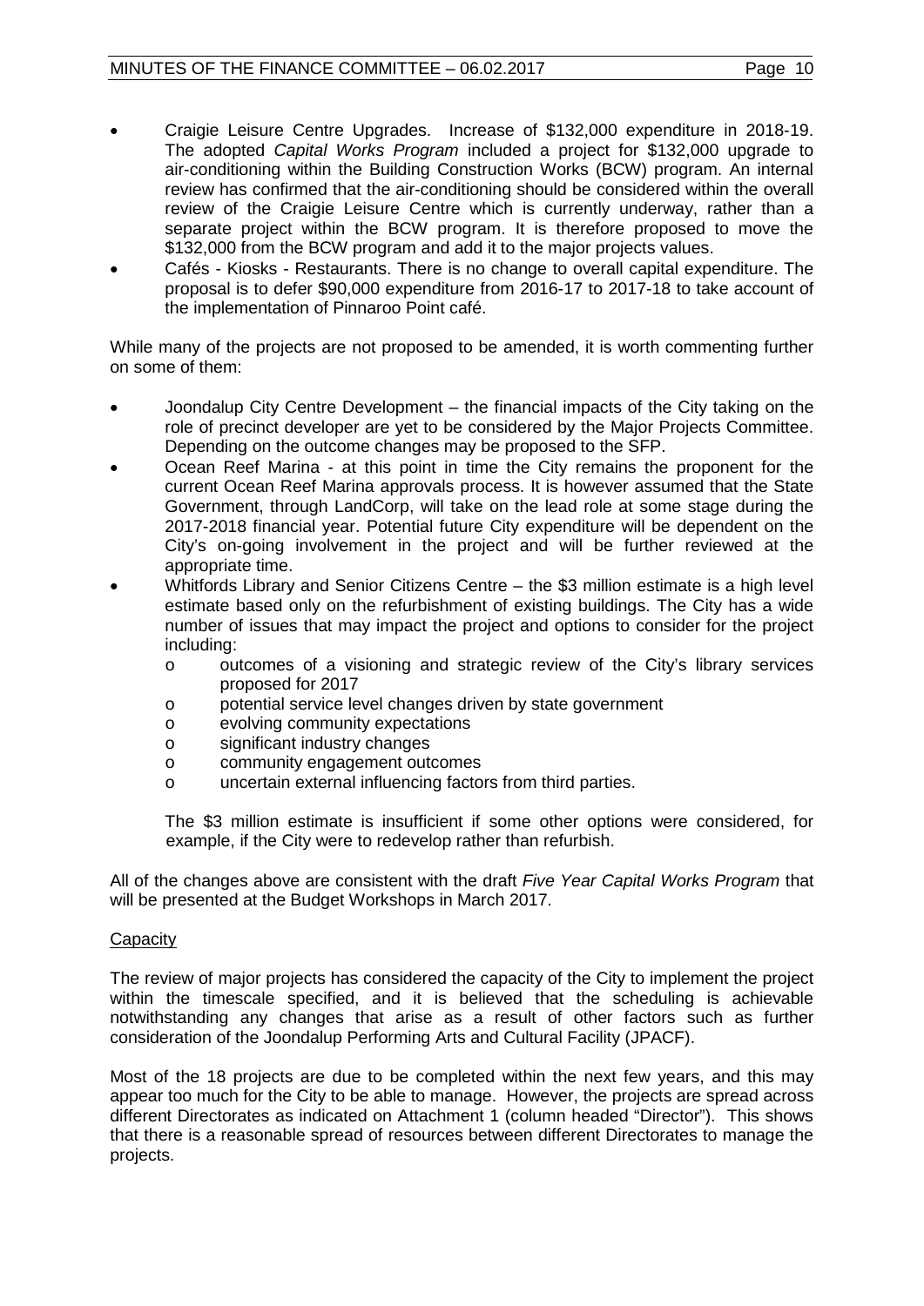- Craigie Leisure Centre Upgrades. Increase of $132,000 expenditure in 2018-19. The adopted *Capital Works Program* included a project for $132,000 upgrade to air-conditioning within the Building Construction Works (BCW) program. An internal review has confirmed that the air-conditioning should be considered within the overall review of the Craigie Leisure Centre which is currently underway, rather than a separate project within the BCW program. It is therefore proposed to move the $132,000 from the BCW program and add it to the major projects values.
- Cafés - Kiosks - Restaurants. There is no change to overall capital expenditure. The proposal is to defer $90,000 expenditure from 2016-17 to 2017-18 to take account of the implementation of Pinnaroo Point café.

While many of the projects are not proposed to be amended, it is worth commenting further on some of them:

- Joondalup City Centre Development – the financial impacts of the City taking on the role of precinct developer are yet to be considered by the Major Projects Committee. Depending on the outcome changes may be proposed to the SFP.
- Ocean Reef Marina - at this point in time the City remains the proponent for the current Ocean Reef Marina approvals process. It is however assumed that the State Government, through LandCorp, will take on the lead role at some stage during the 2017-2018 financial year. Potential future City expenditure will be dependent on the City's on-going involvement in the project and will be further reviewed at the appropriate time.
- Whitfords Library and Senior Citizens Centre – the $3 million estimate is a high level estimate based only on the refurbishment of existing buildings. The City has a wide number of issues that may impact the project and options to consider for the project including:
    - outcomes of a visioning and strategic review of the City's library services proposed for 2017
    - potential service level changes driven by state government
    - evolving community expectations
    - significant industry changes
    - community engagement outcomes
    - uncertain external influencing factors from third parties.

  The $3 million estimate is insufficient if some other options were considered, for example, if the City were to redevelop rather than refurbish.

All of the changes above are consistent with the draft *Five Year Capital Works Program* that will be presented at the Budget Workshops in March 2017.

<u>Capacity</u>

The review of major projects has considered the capacity of the City to implement the project within the timescale specified, and it is believed that the scheduling is achievable notwithstanding any changes that arise as a result of other factors such as further consideration of the Joondalup Performing Arts and Cultural Facility (JPACF).

Most of the 18 projects are due to be completed within the next few years, and this may appear too much for the City to be able to manage. However, the projects are spread across different Directorates as indicated on Attachment 1 (column headed "Director"). This shows that there is a reasonable spread of resources between different Directorates to manage the projects.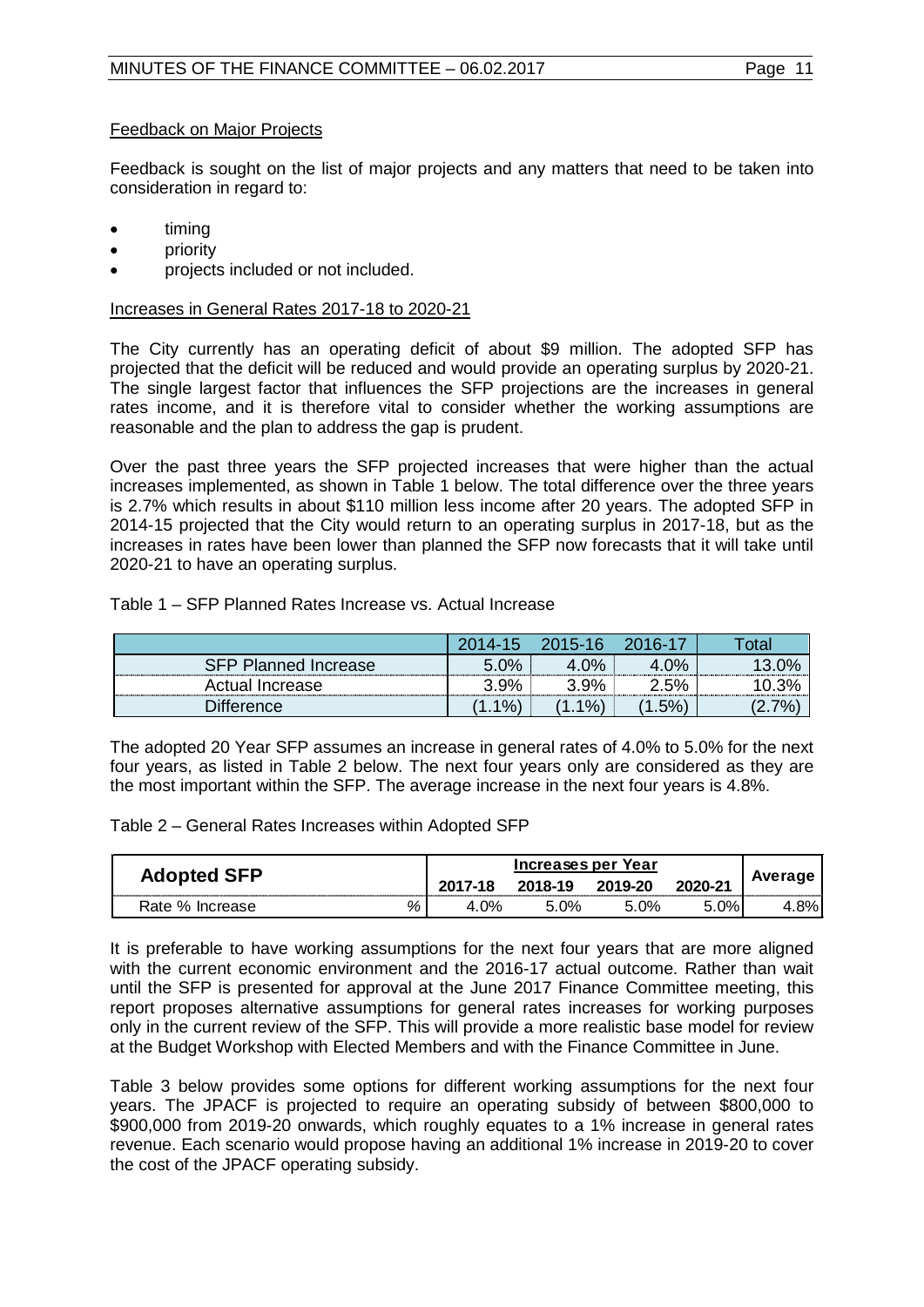Feedback on Major Projects

Feedback is sought on the list of major projects and any matters that need to be taken into consideration in regard to:

- timing
- priority
- projects included or not included.

Increases in General Rates 2017-18 to 2020-21

The City currently has an operating deficit of about $9 million. The adopted SFP has projected that the deficit will be reduced and would provide an operating surplus by 2020-21. The single largest factor that influences the SFP projections are the increases in general rates income, and it is therefore vital to consider whether the working assumptions are reasonable and the plan to address the gap is prudent.

Over the past three years the SFP projected increases that were higher than the actual increases implemented, as shown in Table 1 below. The total difference over the three years is 2.7% which results in about $110 million less income after 20 years. The adopted SFP in 2014-15 projected that the City would return to an operating surplus in 2017-18, but as the increases in rates have been lower than planned the SFP now forecasts that it will take until 2020-21 to have an operating surplus.

Table 1 – SFP Planned Rates Increase vs. Actual Increase

| | 2014-15 | 2015-16 | 2016-17 | Total |
|---|---|---|---|---|
| SFP Planned Increase | 5.0% | 4.0% | 4.0% | 13.0% |
| Actual Increase | 3.9% | 3.9% | 2.5% | 10.3% |
| Difference | (1.1%) | (1.1%) | (1.5%) | (2.7%) |

The adopted 20 Year SFP assumes an increase in general rates of 4.0% to 5.0% for the next four years, as listed in Table 2 below. The next four years only are considered as they are the most important within the SFP. The average increase in the next four years is 4.8%.

Table 2 – General Rates Increases within Adopted SFP

| Adopted SFP | | Increases per Year | | | | Average |
|---|---|---|---|---|---|---|
| | | 2017-18 | 2018-19 | 2019-20 | 2020-21 | |
| Rate % Increase | % | 4.0% | 5.0% | 5.0% | 5.0% | 4.8% |

It is preferable to have working assumptions for the next four years that are more aligned with the current economic environment and the 2016-17 actual outcome. Rather than wait until the SFP is presented for approval at the June 2017 Finance Committee meeting, this report proposes alternative assumptions for general rates increases for working purposes only in the current review of the SFP. This will provide a more realistic base model for review at the Budget Workshop with Elected Members and with the Finance Committee in June.

Table 3 below provides some options for different working assumptions for the next four years. The JPACF is projected to require an operating subsidy of between $800,000 to $900,000 from 2019-20 onwards, which roughly equates to a 1% increase in general rates revenue. Each scenario would propose having an additional 1% increase in 2019-20 to cover the cost of the JPACF operating subsidy.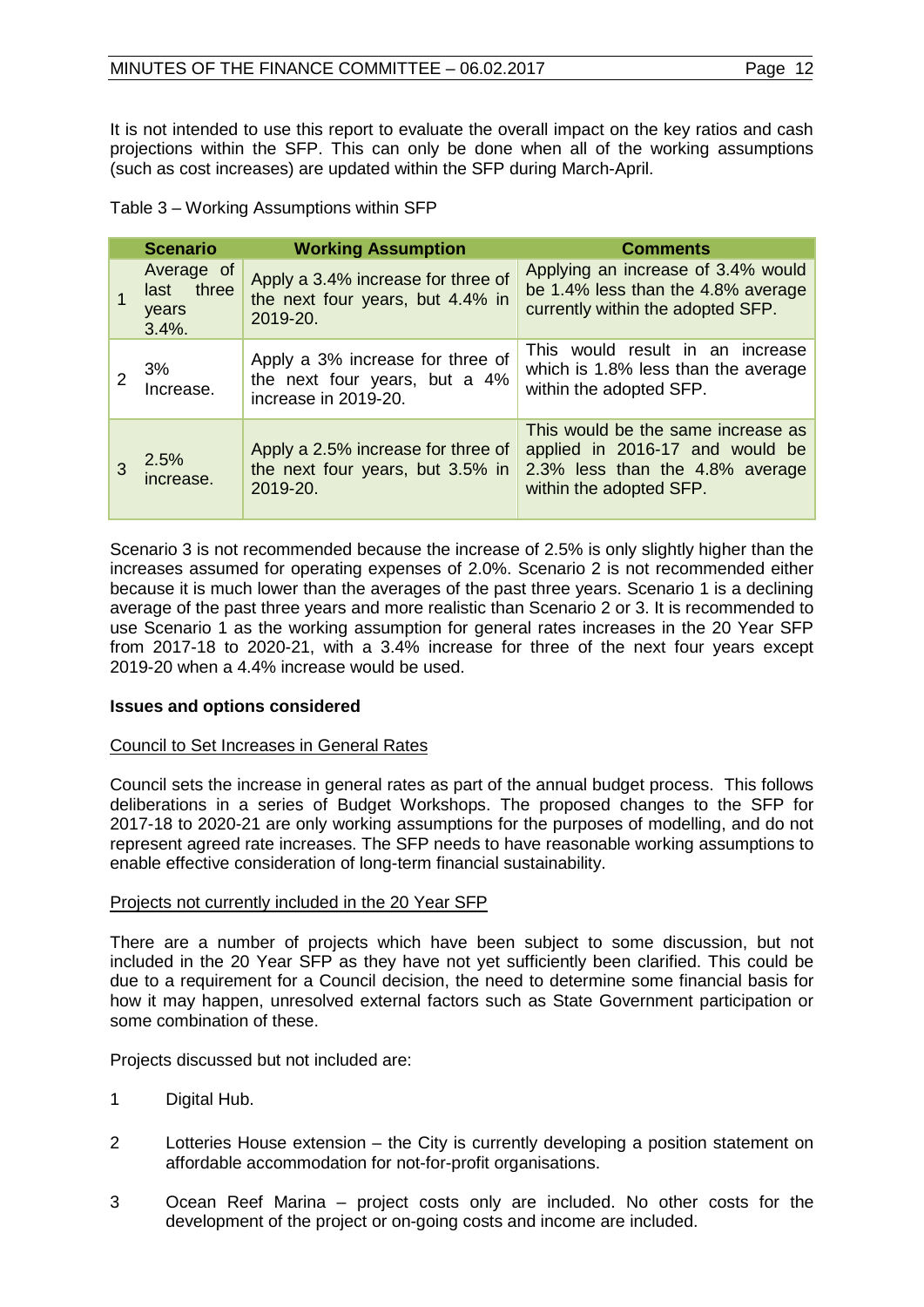It is not intended to use this report to evaluate the overall impact on the key ratios and cash projections within the SFP. This can only be done when all of the working assumptions (such as cost increases) are updated within the SFP during March-April.

Table 3 – Working Assumptions within SFP

| | Scenario | Working Assumption | Comments |
|---|---|---|---|
| 1 | Average of last three years 3.4%. | Apply a 3.4% increase for three of the next four years, but 4.4% in 2019-20. | Applying an increase of 3.4% would be 1.4% less than the 4.8% average currently within the adopted SFP. |
| 2 | 3% Increase. | Apply a 3% increase for three of the next four years, but a 4% increase in 2019-20. | This would result in an increase which is 1.8% less than the average within the adopted SFP. |
| 3 | 2.5% increase. | Apply a 2.5% increase for three of the next four years, but 3.5% in 2019-20. | This would be the same increase as applied in 2016-17 and would be 2.3% less than the 4.8% average within the adopted SFP. |

Scenario 3 is not recommended because the increase of 2.5% is only slightly higher than the increases assumed for operating expenses of 2.0%. Scenario 2 is not recommended either because it is much lower than the averages of the past three years. Scenario 1 is a declining average of the past three years and more realistic than Scenario 2 or 3. It is recommended to use Scenario 1 as the working assumption for general rates increases in the 20 Year SFP from 2017-18 to 2020-21, with a 3.4% increase for three of the next four years except 2019-20 when a 4.4% increase would be used.

**Issues and options considered**

Council to Set Increases in General Rates

Council sets the increase in general rates as part of the annual budget process. This follows deliberations in a series of Budget Workshops. The proposed changes to the SFP for 2017-18 to 2020-21 are only working assumptions for the purposes of modelling, and do not represent agreed rate increases. The SFP needs to have reasonable working assumptions to enable effective consideration of long-term financial sustainability.

Projects not currently included in the 20 Year SFP

There are a number of projects which have been subject to some discussion, but not included in the 20 Year SFP as they have not yet sufficiently been clarified. This could be due to a requirement for a Council decision, the need to determine some financial basis for how it may happen, unresolved external factors such as State Government participation or some combination of these.

Projects discussed but not included are:

1. Digital Hub.
2. Lotteries House extension – the City is currently developing a position statement on affordable accommodation for not-for-profit organisations.
3. Ocean Reef Marina – project costs only are included. No other costs for the development of the project or on-going costs and income are included.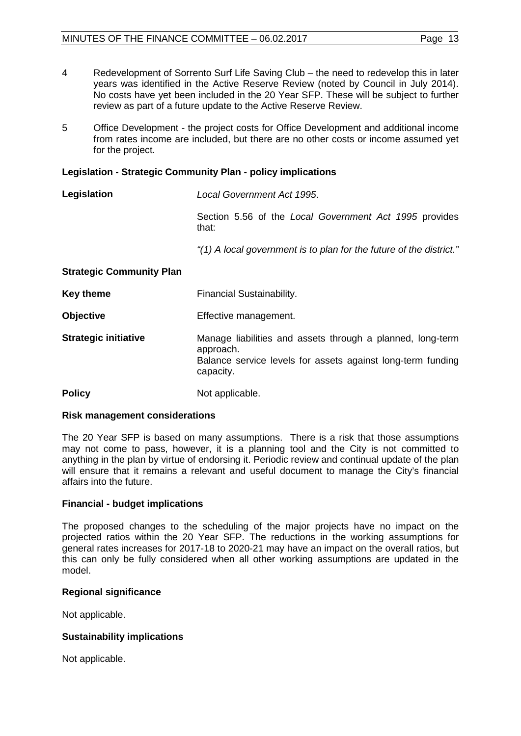4 Redevelopment of Sorrento Surf Life Saving Club – the need to redevelop this in later years was identified in the Active Reserve Review (noted by Council in July 2014). No costs have yet been included in the 20 Year SFP. These will be subject to further review as part of a future update to the Active Reserve Review.

5 Office Development - the project costs for Office Development and additional income from rates income are included, but there are no other costs or income assumed yet for the project.

**Legislation - Strategic Community Plan - policy implications**

| | |
|---|---|
| **Legislation** | *Local Government Act 1995*.<br><br>Section 5.56 of the *Local Government Act 1995* provides that:<br><br>*"(1) A local government is to plan for the future of the district."* |
| **Strategic Community Plan** | |
| **Key theme** | Financial Sustainability. |
| **Objective** | Effective management. |
| **Strategic initiative** | Manage liabilities and assets through a planned, long-term approach.<br>Balance service levels for assets against long-term funding capacity. |
| **Policy** | Not applicable. |

**Risk management considerations**

The 20 Year SFP is based on many assumptions. There is a risk that those assumptions may not come to pass, however, it is a planning tool and the City is not committed to anything in the plan by virtue of endorsing it. Periodic review and continual update of the plan will ensure that it remains a relevant and useful document to manage the City's financial affairs into the future.

**Financial - budget implications**

The proposed changes to the scheduling of the major projects have no impact on the projected ratios within the 20 Year SFP. The reductions in the working assumptions for general rates increases for 2017-18 to 2020-21 may have an impact on the overall ratios, but this can only be fully considered when all other working assumptions are updated in the model.

**Regional significance**

Not applicable.

**Sustainability implications**

Not applicable.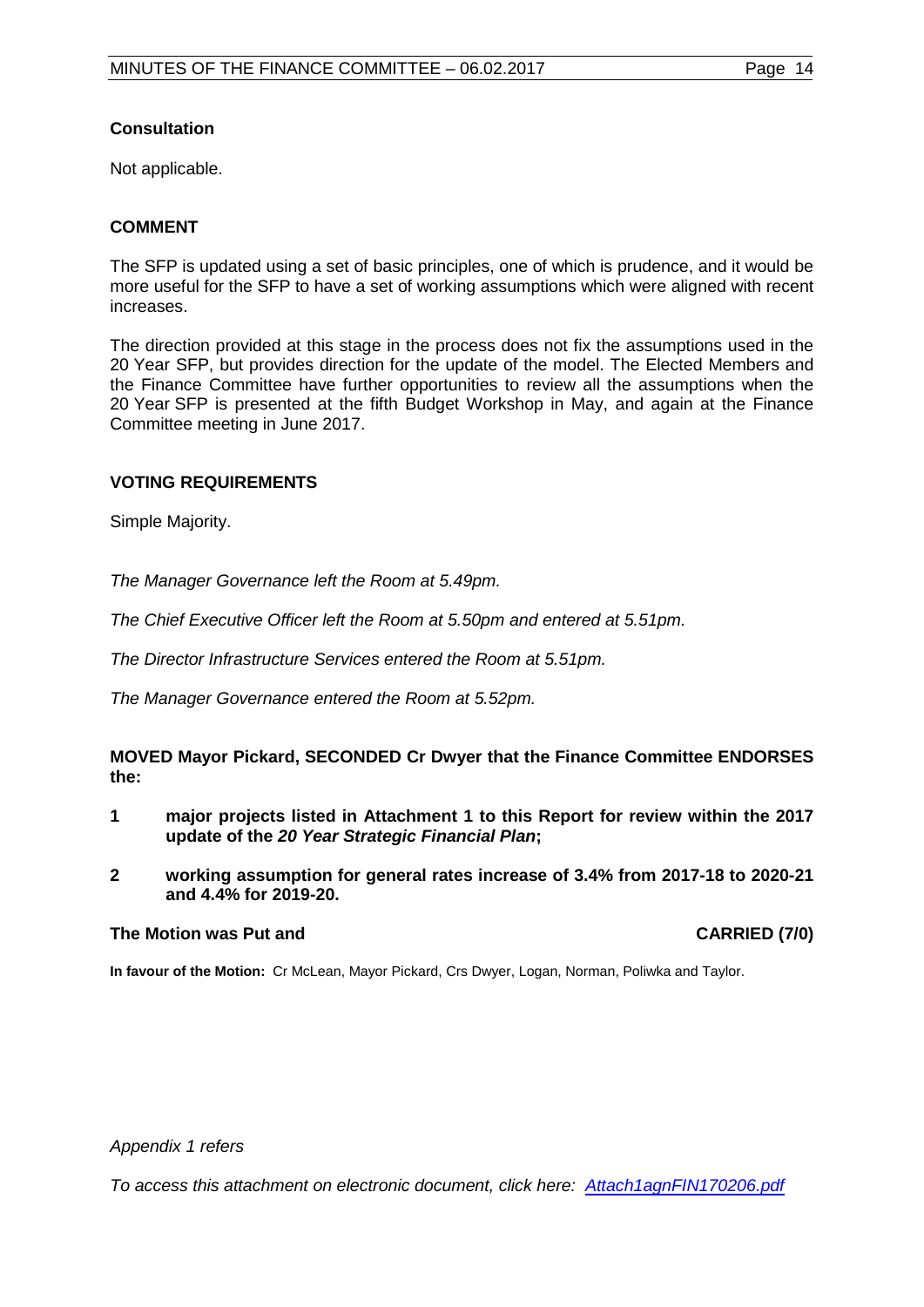**Consultation**

Not applicable.

**COMMENT**

The SFP is updated using a set of basic principles, one of which is prudence, and it would be more useful for the SFP to have a set of working assumptions which were aligned with recent increases.

The direction provided at this stage in the process does not fix the assumptions used in the 20 Year SFP, but provides direction for the update of the model. The Elected Members and the Finance Committee have further opportunities to review all the assumptions when the 20 Year SFP is presented at the fifth Budget Workshop in May, and again at the Finance Committee meeting in June 2017.

**VOTING REQUIREMENTS**

Simple Majority.

*The Manager Governance left the Room at 5.49pm.*

*The Chief Executive Officer left the Room at 5.50pm and entered at 5.51pm.*

*The Director Infrastructure Services entered the Room at 5.51pm.*

*The Manager Governance entered the Room at 5.52pm.*

**MOVED Mayor Pickard, SECONDED Cr Dwyer that the Finance Committee ENDORSES the:**

**1 major projects listed in Attachment 1 to this Report for review within the 2017 update of the *20 Year Strategic Financial Plan*;**

**2 working assumption for general rates increase of 3.4% from 2017-18 to 2020-21 and 4.4% for 2019-20.**

**The Motion was Put and CARRIED (7/0)**

**In favour of the Motion:** Cr McLean, Mayor Pickard, Crs Dwyer, Logan, Norman, Poliwka and Taylor.

*Appendix 1 refers*

*To access this attachment on electronic document, click here: Attach1agnFIN170206.pdf*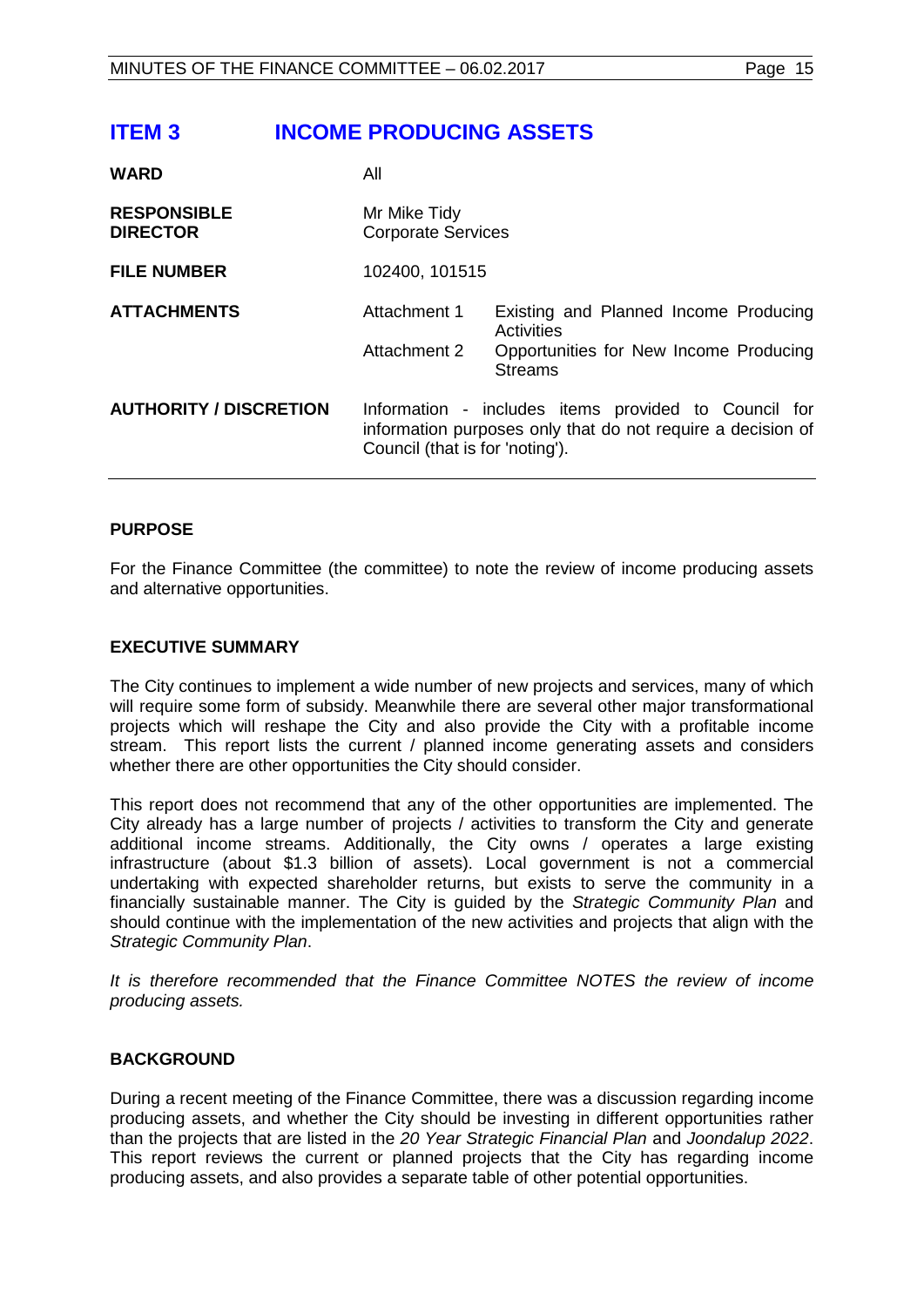# ITEM 3 INCOME PRODUCING ASSETS

| | | |
|---|---|---|
| **WARD** | All | |
| **RESPONSIBLE DIRECTOR** | Mr Mike Tidy<br>Corporate Services | |
| **FILE NUMBER** | 102400, 101515 | |
| **ATTACHMENTS** | Attachment 1 | Existing and Planned Income Producing Activities |
| | Attachment 2 | Opportunities for New Income Producing Streams |
| **AUTHORITY / DISCRETION** | Information - includes items provided to Council for information purposes only that do not require a decision of Council (that is for 'noting'). | |

## PURPOSE

For the Finance Committee (the committee) to note the review of income producing assets and alternative opportunities.

## EXECUTIVE SUMMARY

The City continues to implement a wide number of new projects and services, many of which will require some form of subsidy. Meanwhile there are several other major transformational projects which will reshape the City and also provide the City with a profitable income stream. This report lists the current / planned income generating assets and considers whether there are other opportunities the City should consider.

This report does not recommend that any of the other opportunities are implemented. The City already has a large number of projects / activities to transform the City and generate additional income streams. Additionally, the City owns / operates a large existing infrastructure (about $1.3 billion of assets). Local government is not a commercial undertaking with expected shareholder returns, but exists to serve the community in a financially sustainable manner. The City is guided by the *Strategic Community Plan* and should continue with the implementation of the new activities and projects that align with the *Strategic Community Plan*.

*It is therefore recommended that the Finance Committee NOTES the review of income producing assets.*

## BACKGROUND

During a recent meeting of the Finance Committee, there was a discussion regarding income producing assets, and whether the City should be investing in different opportunities rather than the projects that are listed in the *20 Year Strategic Financial Plan* and *Joondalup 2022*. This report reviews the current or planned projects that the City has regarding income producing assets, and also provides a separate table of other potential opportunities.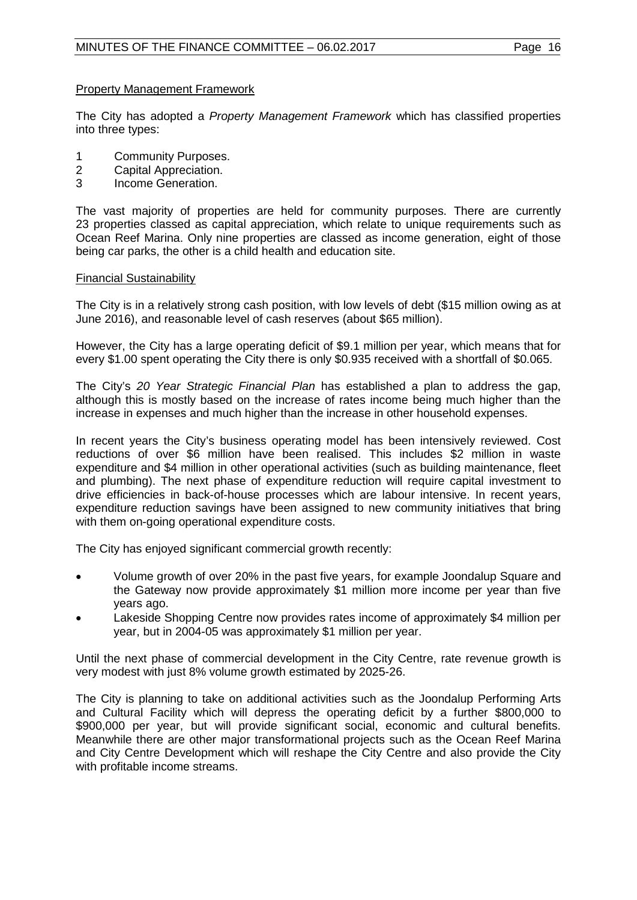Property Management Framework

The City has adopted a *Property Management Framework* which has classified properties into three types:

1. Community Purposes.
2. Capital Appreciation.
3. Income Generation.

The vast majority of properties are held for community purposes. There are currently 23 properties classed as capital appreciation, which relate to unique requirements such as Ocean Reef Marina. Only nine properties are classed as income generation, eight of those being car parks, the other is a child health and education site.

Financial Sustainability

The City is in a relatively strong cash position, with low levels of debt ($15 million owing as at June 2016), and reasonable level of cash reserves (about $65 million).

However, the City has a large operating deficit of $9.1 million per year, which means that for every $1.00 spent operating the City there is only $0.935 received with a shortfall of $0.065.

The City's *20 Year Strategic Financial Plan* has established a plan to address the gap, although this is mostly based on the increase of rates income being much higher than the increase in expenses and much higher than the increase in other household expenses.

In recent years the City's business operating model has been intensively reviewed. Cost reductions of over $6 million have been realised. This includes $2 million in waste expenditure and $4 million in other operational activities (such as building maintenance, fleet and plumbing). The next phase of expenditure reduction will require capital investment to drive efficiencies in back-of-house processes which are labour intensive. In recent years, expenditure reduction savings have been assigned to new community initiatives that bring with them on-going operational expenditure costs.

The City has enjoyed significant commercial growth recently:

- Volume growth of over 20% in the past five years, for example Joondalup Square and the Gateway now provide approximately $1 million more income per year than five years ago.
- Lakeside Shopping Centre now provides rates income of approximately $4 million per year, but in 2004-05 was approximately $1 million per year.

Until the next phase of commercial development in the City Centre, rate revenue growth is very modest with just 8% volume growth estimated by 2025-26.

The City is planning to take on additional activities such as the Joondalup Performing Arts and Cultural Facility which will depress the operating deficit by a further $800,000 to $900,000 per year, but will provide significant social, economic and cultural benefits. Meanwhile there are other major transformational projects such as the Ocean Reef Marina and City Centre Development which will reshape the City Centre and also provide the City with profitable income streams.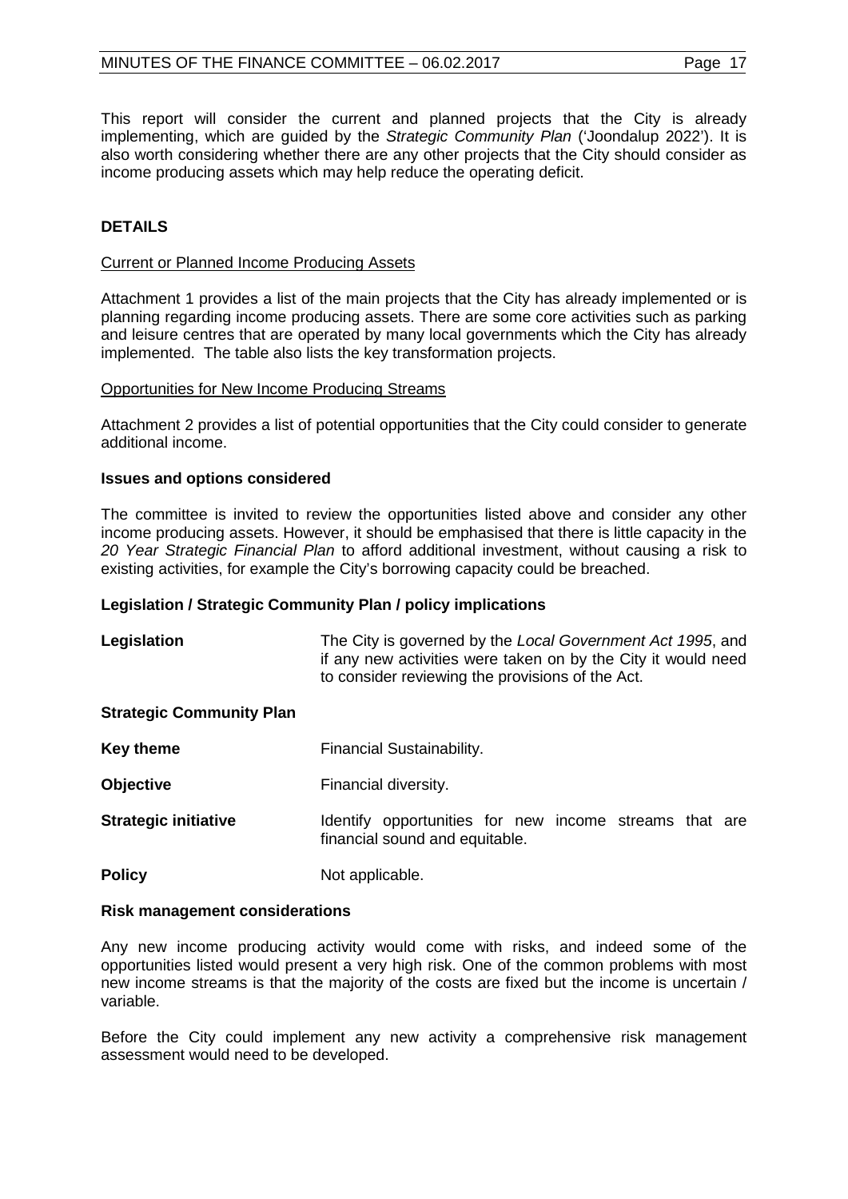This report will consider the current and planned projects that the City is already implementing, which are guided by the *Strategic Community Plan* ('Joondalup 2022'). It is also worth considering whether there are any other projects that the City should consider as income producing assets which may help reduce the operating deficit.

## DETAILS

Current or Planned Income Producing Assets

Attachment 1 provides a list of the main projects that the City has already implemented or is planning regarding income producing assets. There are some core activities such as parking and leisure centres that are operated by many local governments which the City has already implemented. The table also lists the key transformation projects.

Opportunities for New Income Producing Streams

Attachment 2 provides a list of potential opportunities that the City could consider to generate additional income.

### Issues and options considered

The committee is invited to review the opportunities listed above and consider any other income producing assets. However, it should be emphasised that there is little capacity in the *20 Year Strategic Financial Plan* to afford additional investment, without causing a risk to existing activities, for example the City's borrowing capacity could be breached.

### Legislation / Strategic Community Plan / policy implications

**Legislation** — The City is governed by the *Local Government Act 1995*, and if any new activities were taken on by the City it would need to consider reviewing the provisions of the Act.

**Strategic Community Plan**

**Key theme** — Financial Sustainability.

**Objective** — Financial diversity.

**Strategic initiative** — Identify opportunities for new income streams that are financial sound and equitable.

**Policy** — Not applicable.

### Risk management considerations

Any new income producing activity would come with risks, and indeed some of the opportunities listed would present a very high risk. One of the common problems with most new income streams is that the majority of the costs are fixed but the income is uncertain / variable.

Before the City could implement any new activity a comprehensive risk management assessment would need to be developed.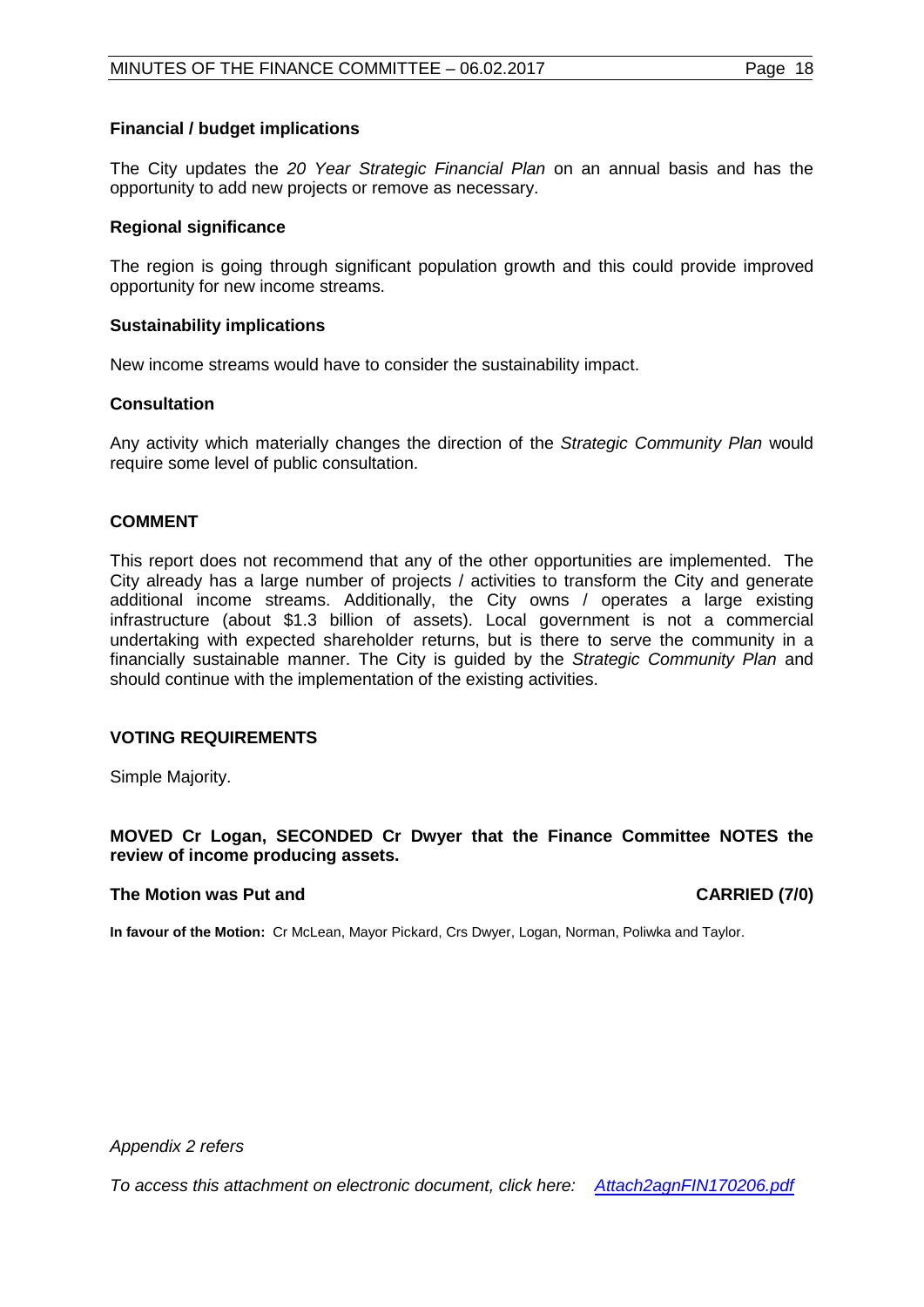**Financial / budget implications**

The City updates the *20 Year Strategic Financial Plan* on an annual basis and has the opportunity to add new projects or remove as necessary.

**Regional significance**

The region is going through significant population growth and this could provide improved opportunity for new income streams.

**Sustainability implications**

New income streams would have to consider the sustainability impact.

**Consultation**

Any activity which materially changes the direction of the *Strategic Community Plan* would require some level of public consultation.

## COMMENT

This report does not recommend that any of the other opportunities are implemented. The City already has a large number of projects / activities to transform the City and generate additional income streams. Additionally, the City owns / operates a large existing infrastructure (about $1.3 billion of assets). Local government is not a commercial undertaking with expected shareholder returns, but is there to serve the community in a financially sustainable manner. The City is guided by the *Strategic Community Plan* and should continue with the implementation of the existing activities.

## VOTING REQUIREMENTS

Simple Majority.

**MOVED Cr Logan, SECONDED Cr Dwyer that the Finance Committee NOTES the review of income producing assets.**

**The Motion was Put and CARRIED (7/0)**

**In favour of the Motion:** Cr McLean, Mayor Pickard, Crs Dwyer, Logan, Norman, Poliwka and Taylor.

*Appendix 2 refers*

*To access this attachment on electronic document, click here: [Attach2agnFIN170206.pdf](Attach2agnFIN170206.pdf)*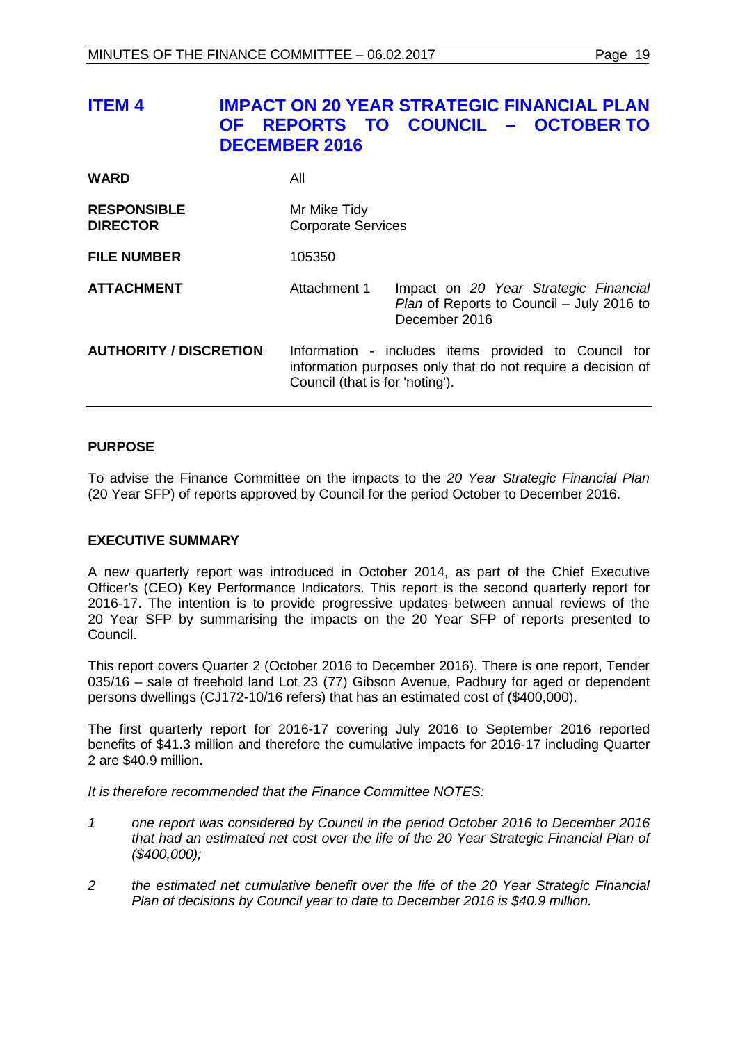# ITEM 4 IMPACT ON 20 YEAR STRATEGIC FINANCIAL PLAN OF REPORTS TO COUNCIL – OCTOBER TO DECEMBER 2016

| | | |
|---|---|---|
| **WARD** | All | |
| **RESPONSIBLE DIRECTOR** | Mr Mike Tidy<br>Corporate Services | |
| **FILE NUMBER** | 105350 | |
| **ATTACHMENT** | Attachment 1 | Impact on *20 Year Strategic Financial Plan* of Reports to Council – July 2016 to December 2016 |
| **AUTHORITY / DISCRETION** | Information - includes items provided to Council for information purposes only that do not require a decision of Council (that is for 'noting'). | |

## PURPOSE

To advise the Finance Committee on the impacts to the *20 Year Strategic Financial Plan* (20 Year SFP) of reports approved by Council for the period October to December 2016.

## EXECUTIVE SUMMARY

A new quarterly report was introduced in October 2014, as part of the Chief Executive Officer's (CEO) Key Performance Indicators. This report is the second quarterly report for 2016-17. The intention is to provide progressive updates between annual reviews of the 20 Year SFP by summarising the impacts on the 20 Year SFP of reports presented to Council.

This report covers Quarter 2 (October 2016 to December 2016). There is one report, Tender 035/16 – sale of freehold land Lot 23 (77) Gibson Avenue, Padbury for aged or dependent persons dwellings (CJ172-10/16 refers) that has an estimated cost of ($400,000).

The first quarterly report for 2016-17 covering July 2016 to September 2016 reported benefits of $41.3 million and therefore the cumulative impacts for 2016-17 including Quarter 2 are $40.9 million.

*It is therefore recommended that the Finance Committee NOTES:*

1. *one report was considered by Council in the period October 2016 to December 2016 that had an estimated net cost over the life of the 20 Year Strategic Financial Plan of ($400,000);*
2. *the estimated net cumulative benefit over the life of the 20 Year Strategic Financial Plan of decisions by Council year to date to December 2016 is $40.9 million.*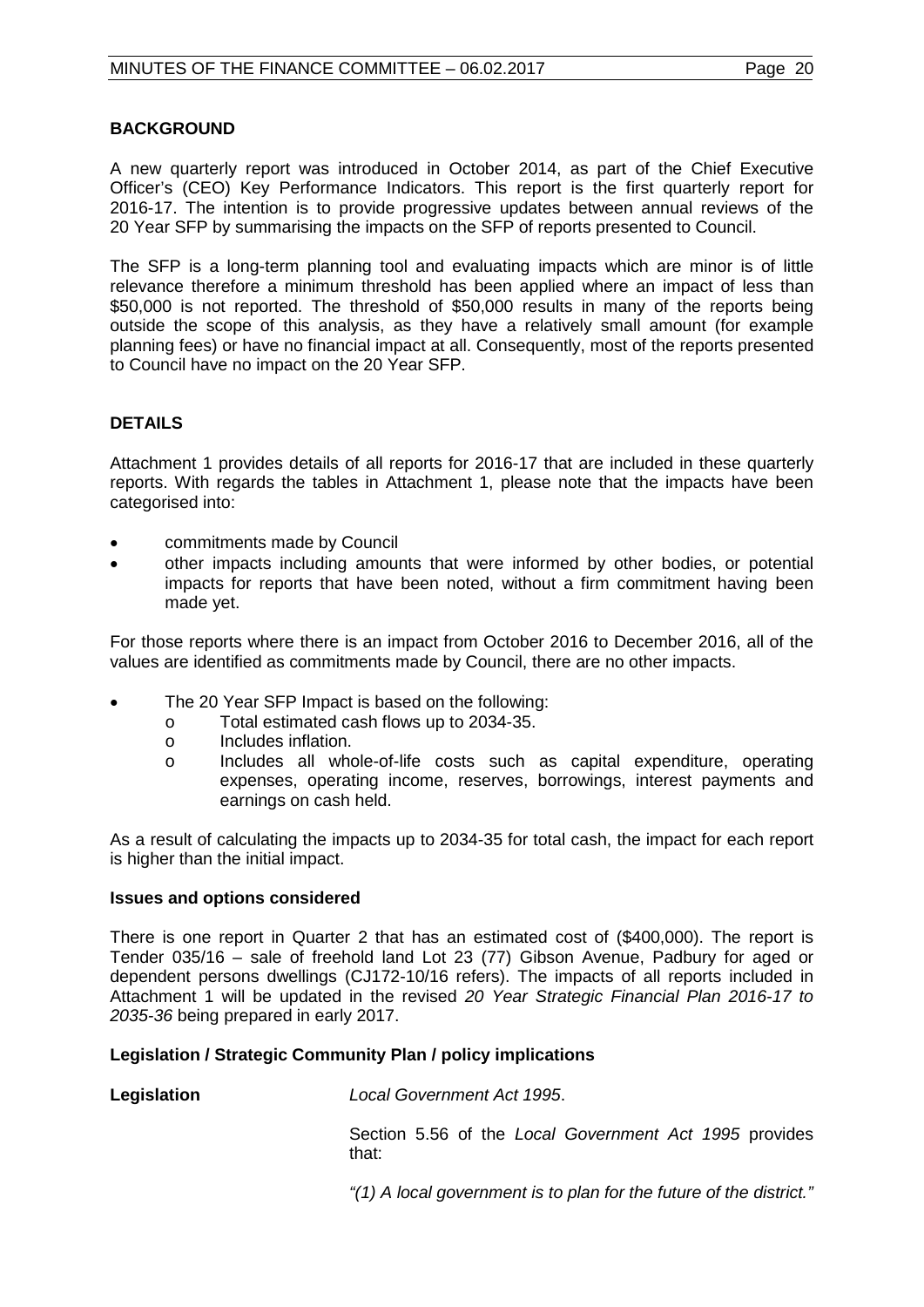## BACKGROUND

A new quarterly report was introduced in October 2014, as part of the Chief Executive Officer's (CEO) Key Performance Indicators. This report is the first quarterly report for 2016-17. The intention is to provide progressive updates between annual reviews of the 20 Year SFP by summarising the impacts on the SFP of reports presented to Council.

The SFP is a long-term planning tool and evaluating impacts which are minor is of little relevance therefore a minimum threshold has been applied where an impact of less than $50,000 is not reported. The threshold of $50,000 results in many of the reports being outside the scope of this analysis, as they have a relatively small amount (for example planning fees) or have no financial impact at all. Consequently, most of the reports presented to Council have no impact on the 20 Year SFP.

## DETAILS

Attachment 1 provides details of all reports for 2016-17 that are included in these quarterly reports. With regards the tables in Attachment 1, please note that the impacts have been categorised into:

- commitments made by Council
- other impacts including amounts that were informed by other bodies, or potential impacts for reports that have been noted, without a firm commitment having been made yet.

For those reports where there is an impact from October 2016 to December 2016, all of the values are identified as commitments made by Council, there are no other impacts.

- The 20 Year SFP Impact is based on the following:
  - Total estimated cash flows up to 2034-35.
  - Includes inflation.
  - Includes all whole-of-life costs such as capital expenditure, operating expenses, operating income, reserves, borrowings, interest payments and earnings on cash held.

As a result of calculating the impacts up to 2034-35 for total cash, the impact for each report is higher than the initial impact.

### Issues and options considered

There is one report in Quarter 2 that has an estimated cost of ($400,000). The report is Tender 035/16 – sale of freehold land Lot 23 (77) Gibson Avenue, Padbury for aged or dependent persons dwellings (CJ172-10/16 refers). The impacts of all reports included in Attachment 1 will be updated in the revised *20 Year Strategic Financial Plan 2016-17 to 2035-36* being prepared in early 2017.

### Legislation / Strategic Community Plan / policy implications

**Legislation** *Local Government Act 1995*.

Section 5.56 of the *Local Government Act 1995* provides that:

*"(1) A local government is to plan for the future of the district."*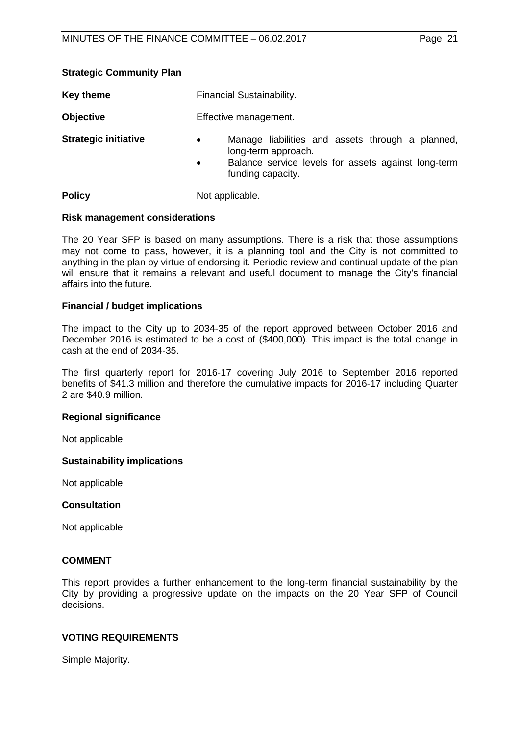**Strategic Community Plan**

| | |
|---|---|
| **Key theme** | Financial Sustainability. |
| **Objective** | Effective management. |
| **Strategic initiative** | • Manage liabilities and assets through a planned, long-term approach.<br>• Balance service levels for assets against long-term funding capacity. |
| **Policy** | Not applicable. |

**Risk management considerations**

The 20 Year SFP is based on many assumptions. There is a risk that those assumptions may not come to pass, however, it is a planning tool and the City is not committed to anything in the plan by virtue of endorsing it. Periodic review and continual update of the plan will ensure that it remains a relevant and useful document to manage the City's financial affairs into the future.

**Financial / budget implications**

The impact to the City up to 2034-35 of the report approved between October 2016 and December 2016 is estimated to be a cost of ($400,000). This impact is the total change in cash at the end of 2034-35.

The first quarterly report for 2016-17 covering July 2016 to September 2016 reported benefits of $41.3 million and therefore the cumulative impacts for 2016-17 including Quarter 2 are $40.9 million.

**Regional significance**

Not applicable.

**Sustainability implications**

Not applicable.

**Consultation**

Not applicable.

## COMMENT

This report provides a further enhancement to the long-term financial sustainability by the City by providing a progressive update on the impacts on the 20 Year SFP of Council decisions.

## VOTING REQUIREMENTS

Simple Majority.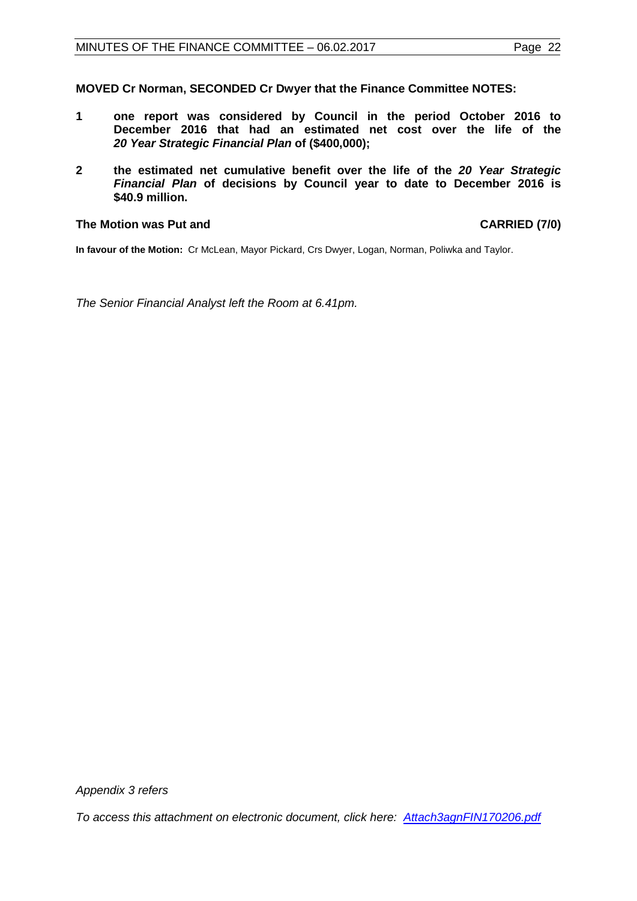**MOVED Cr Norman, SECONDED Cr Dwyer that the Finance Committee NOTES:**

**1** **one report was considered by Council in the period October 2016 to December 2016 that had an estimated net cost over the life of the *20 Year Strategic Financial Plan* of ($400,000);**

**2** **the estimated net cumulative benefit over the life of the *20 Year Strategic Financial Plan* of decisions by Council year to date to December 2016 is $40.9 million.**

**The Motion was Put and** **CARRIED (7/0)**

**In favour of the Motion:** Cr McLean, Mayor Pickard, Crs Dwyer, Logan, Norman, Poliwka and Taylor.

*The Senior Financial Analyst left the Room at 6.41pm.*

*Appendix 3 refers*

*To access this attachment on electronic document, click here: Attach3agnFIN170206.pdf*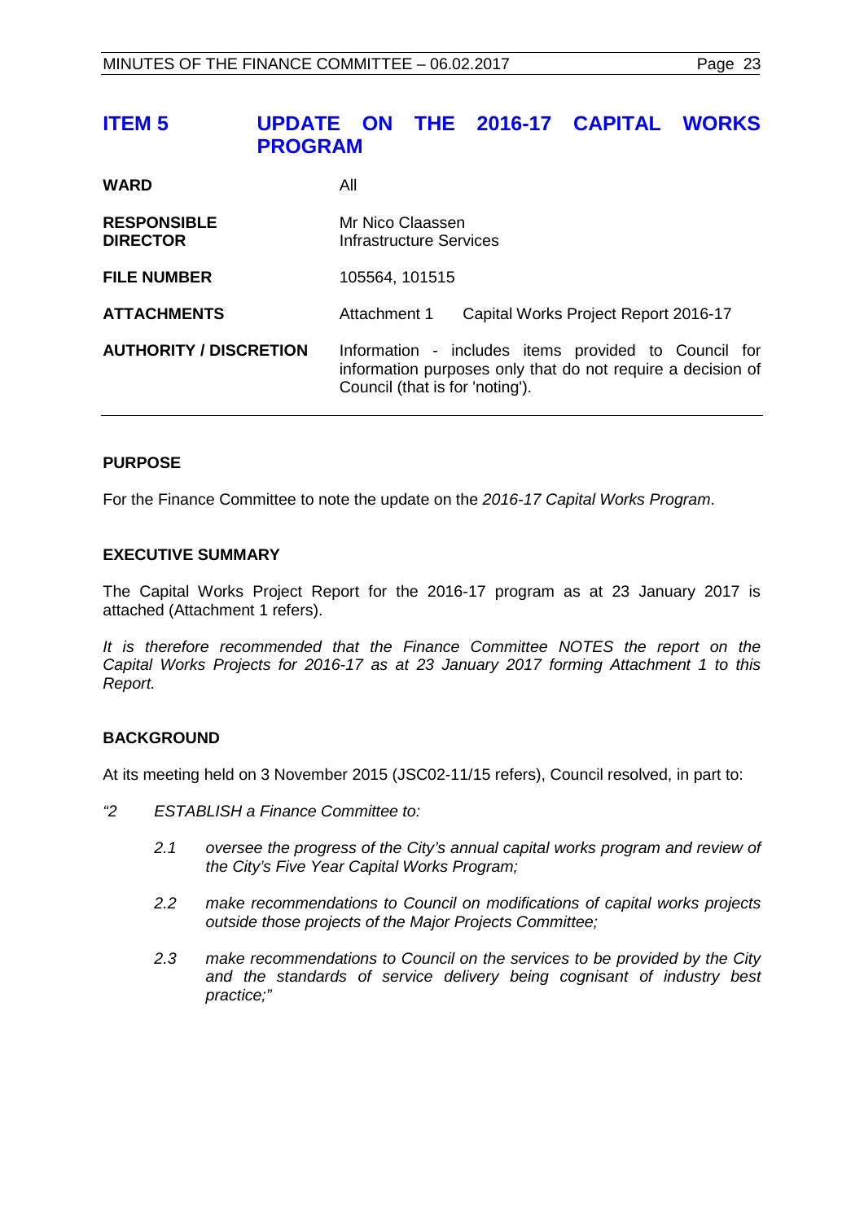## ITEM 5 UPDATE ON THE 2016-17 CAPITAL WORKS PROGRAM

| | |
|---|---|
| **WARD** | All |
| **RESPONSIBLE DIRECTOR** | Mr Nico Claassen<br>Infrastructure Services |
| **FILE NUMBER** | 105564, 101515 |
| **ATTACHMENTS** | Attachment 1 Capital Works Project Report 2016-17 |
| **AUTHORITY / DISCRETION** | Information - includes items provided to Council for information purposes only that do not require a decision of Council (that is for 'noting'). |

### PURPOSE

For the Finance Committee to note the update on the *2016-17 Capital Works Program*.

### EXECUTIVE SUMMARY

The Capital Works Project Report for the 2016-17 program as at 23 January 2017 is attached (Attachment 1 refers).

*It is therefore recommended that the Finance Committee NOTES the report on the Capital Works Projects for 2016-17 as at 23 January 2017 forming Attachment 1 to this Report.*

### BACKGROUND

At its meeting held on 3 November 2015 (JSC02-11/15 refers), Council resolved, in part to:

*"2 ESTABLISH a Finance Committee to:*

*2.1 oversee the progress of the City's annual capital works program and review of the City's Five Year Capital Works Program;*

*2.2 make recommendations to Council on modifications of capital works projects outside those projects of the Major Projects Committee;*

*2.3 make recommendations to Council on the services to be provided by the City and the standards of service delivery being cognisant of industry best practice;"*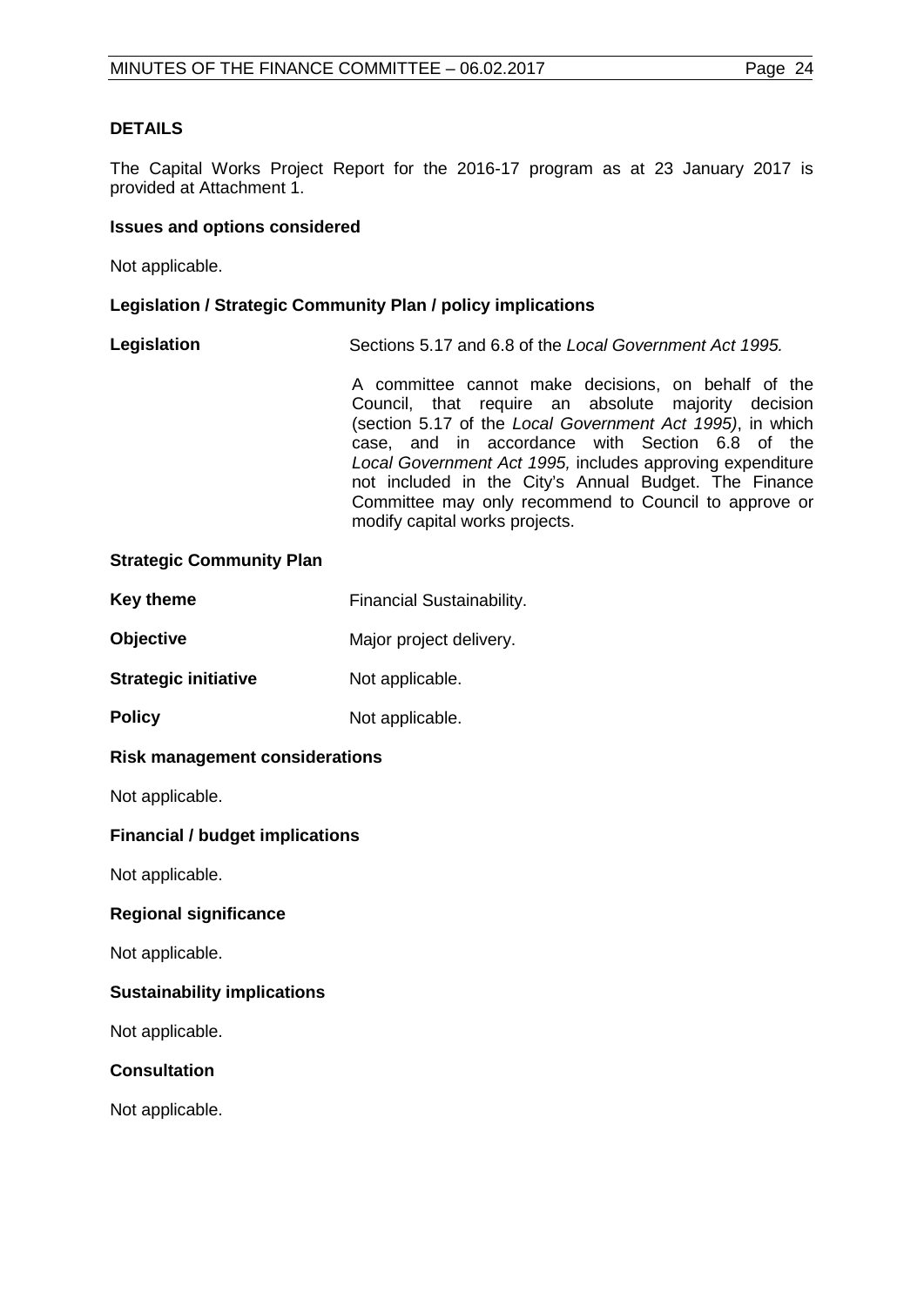## DETAILS

The Capital Works Project Report for the 2016-17 program as at 23 January 2017 is provided at Attachment 1.

### Issues and options considered

Not applicable.

### Legislation / Strategic Community Plan / policy implications

**Legislation** Sections 5.17 and 6.8 of the *Local Government Act 1995.*

A committee cannot make decisions, on behalf of the Council, that require an absolute majority decision (section 5.17 of the *Local Government Act 1995)*, in which case, and in accordance with Section 6.8 of the *Local Government Act 1995,* includes approving expenditure not included in the City's Annual Budget. The Finance Committee may only recommend to Council to approve or modify capital works projects.

### Strategic Community Plan

**Key theme** Financial Sustainability.

**Objective** Major project delivery.

**Strategic initiative** Not applicable.

**Policy** Not applicable.

### Risk management considerations

Not applicable.

### Financial / budget implications

Not applicable.

### Regional significance

Not applicable.

### Sustainability implications

Not applicable.

### Consultation

Not applicable.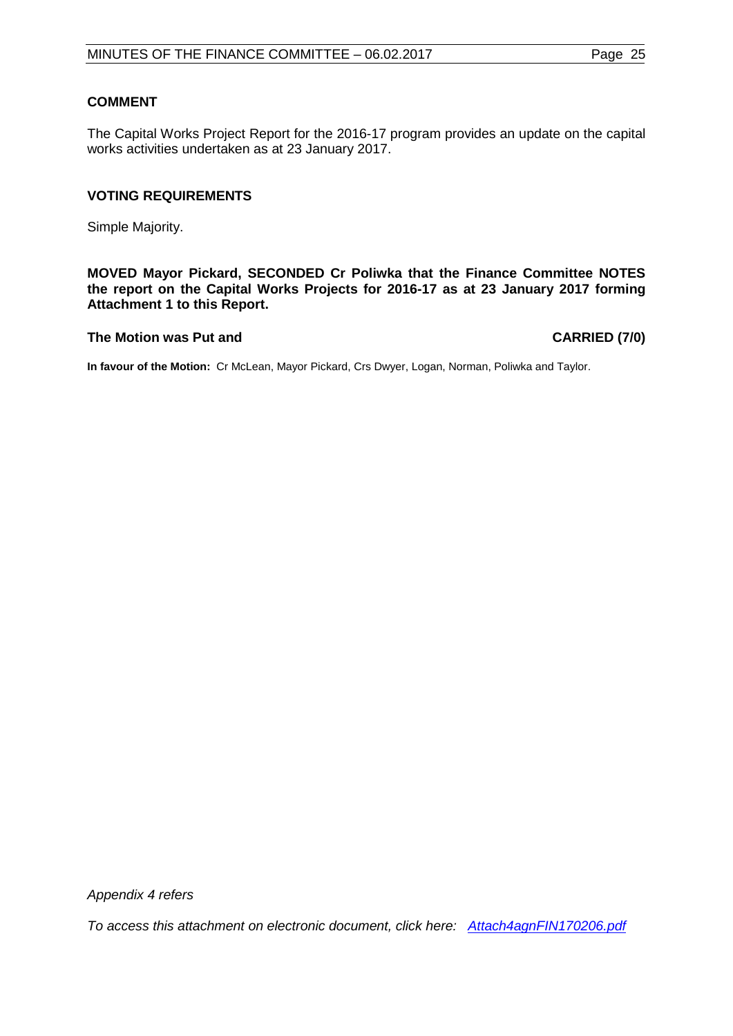## COMMENT

The Capital Works Project Report for the 2016-17 program provides an update on the capital works activities undertaken as at 23 January 2017.

## VOTING REQUIREMENTS

Simple Majority.

**MOVED Mayor Pickard, SECONDED Cr Poliwka that the Finance Committee NOTES the report on the Capital Works Projects for 2016-17 as at 23 January 2017 forming Attachment 1 to this Report.**

**The Motion was Put and CARRIED (7/0)**

**In favour of the Motion:** Cr McLean, Mayor Pickard, Crs Dwyer, Logan, Norman, Poliwka and Taylor.

*Appendix 4 refers*

*To access this attachment on electronic document, click here: Attach4agnFIN170206.pdf*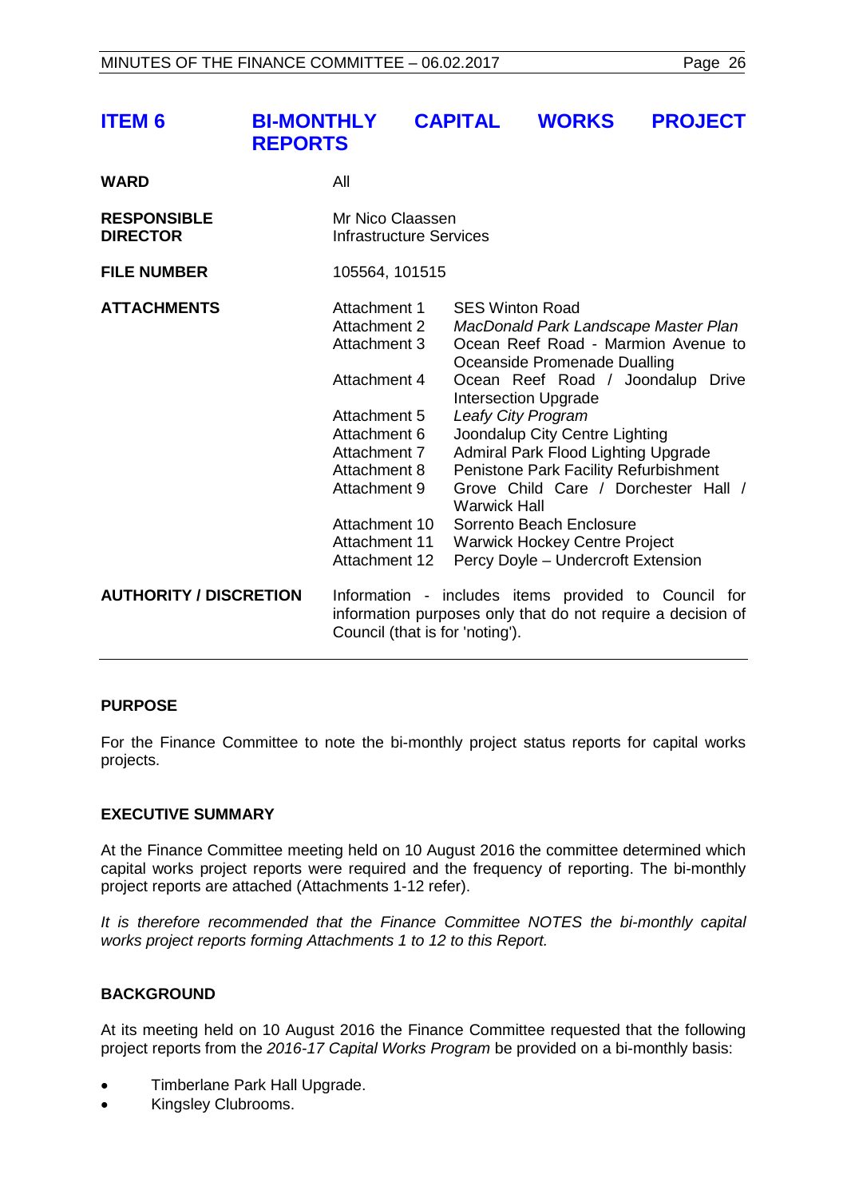# ITEM 6 BI-MONTHLY CAPITAL WORKS PROJECT REPORTS

| | | |
|---|---|---|
| **WARD** | All | |
| **RESPONSIBLE DIRECTOR** | Mr Nico Claassen<br>Infrastructure Services | |
| **FILE NUMBER** | 105564, 101515 | |
| **ATTACHMENTS** | Attachment 1 | SES Winton Road |
| | Attachment 2 | *MacDonald Park Landscape Master Plan* |
| | Attachment 3 | Ocean Reef Road - Marmion Avenue to Oceanside Promenade Dualling |
| | Attachment 4 | Ocean Reef Road / Joondalup Drive Intersection Upgrade |
| | Attachment 5 | *Leafy City Program* |
| | Attachment 6 | Joondalup City Centre Lighting |
| | Attachment 7 | Admiral Park Flood Lighting Upgrade |
| | Attachment 8 | Penistone Park Facility Refurbishment |
| | Attachment 9 | Grove Child Care / Dorchester Hall / Warwick Hall |
| | Attachment 10 | Sorrento Beach Enclosure |
| | Attachment 11 | Warwick Hockey Centre Project |
| | Attachment 12 | Percy Doyle – Undercroft Extension |
| **AUTHORITY / DISCRETION** | Information - includes items provided to Council for information purposes only that do not require a decision of Council (that is for 'noting'). | |

## PURPOSE

For the Finance Committee to note the bi-monthly project status reports for capital works projects.

## EXECUTIVE SUMMARY

At the Finance Committee meeting held on 10 August 2016 the committee determined which capital works project reports were required and the frequency of reporting. The bi-monthly project reports are attached (Attachments 1-12 refer).

*It is therefore recommended that the Finance Committee NOTES the bi-monthly capital works project reports forming Attachments 1 to 12 to this Report.*

## BACKGROUND

At its meeting held on 10 August 2016 the Finance Committee requested that the following project reports from the *2016-17 Capital Works Program* be provided on a bi-monthly basis:

- Timberlane Park Hall Upgrade.
- Kingsley Clubrooms.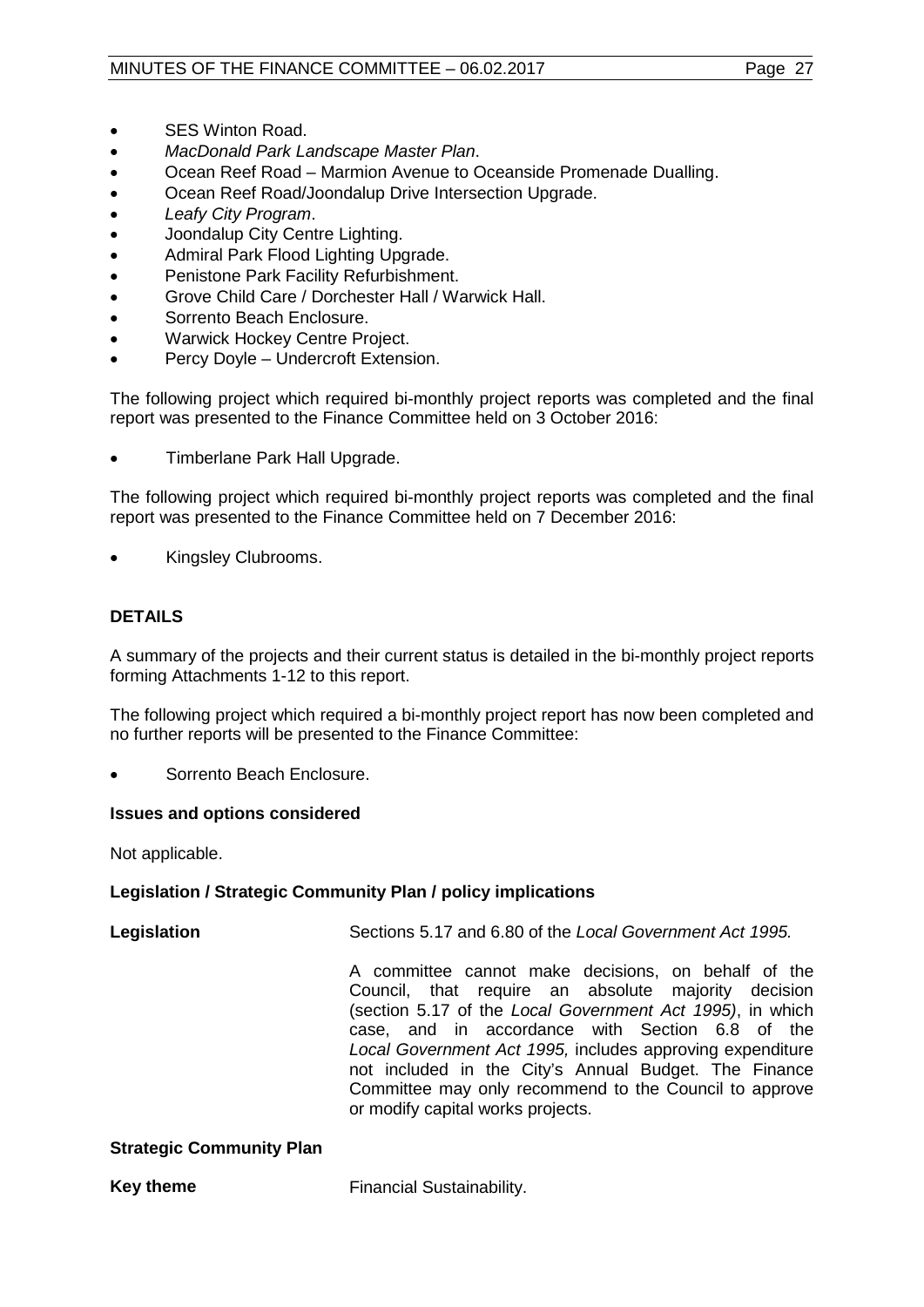- SES Winton Road.
- *MacDonald Park Landscape Master Plan*.
- Ocean Reef Road – Marmion Avenue to Oceanside Promenade Dualling.
- Ocean Reef Road/Joondalup Drive Intersection Upgrade.
- *Leafy City Program*.
- Joondalup City Centre Lighting.
- Admiral Park Flood Lighting Upgrade.
- Penistone Park Facility Refurbishment.
- Grove Child Care / Dorchester Hall / Warwick Hall.
- Sorrento Beach Enclosure.
- Warwick Hockey Centre Project.
- Percy Doyle – Undercroft Extension.

The following project which required bi-monthly project reports was completed and the final report was presented to the Finance Committee held on 3 October 2016:

- Timberlane Park Hall Upgrade.

The following project which required bi-monthly project reports was completed and the final report was presented to the Finance Committee held on 7 December 2016:

- Kingsley Clubrooms.

## DETAILS

A summary of the projects and their current status is detailed in the bi-monthly project reports forming Attachments 1-12 to this report.

The following project which required a bi-monthly project report has now been completed and no further reports will be presented to the Finance Committee:

- Sorrento Beach Enclosure.

### Issues and options considered

Not applicable.

### Legislation / Strategic Community Plan / policy implications

**Legislation** Sections 5.17 and 6.80 of the *Local Government Act 1995.*

A committee cannot make decisions, on behalf of the Council, that require an absolute majority decision (section 5.17 of the *Local Government Act 1995)*, in which case, and in accordance with Section 6.8 of the *Local Government Act 1995,* includes approving expenditure not included in the City's Annual Budget. The Finance Committee may only recommend to the Council to approve or modify capital works projects.

### Strategic Community Plan

**Key theme** Financial Sustainability.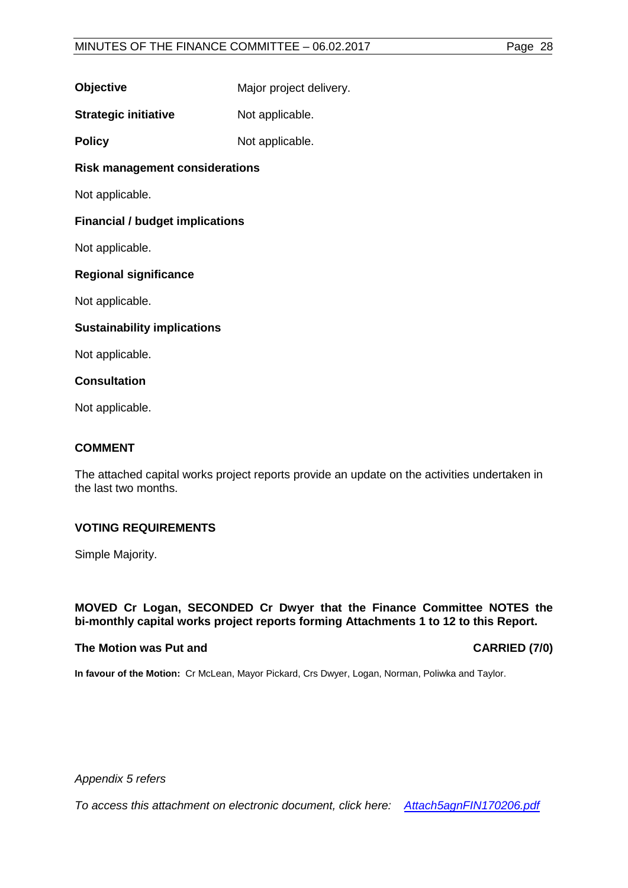**Objective** Major project delivery.

**Strategic initiative** Not applicable.

**Policy** Not applicable.

**Risk management considerations**

Not applicable.

**Financial / budget implications**

Not applicable.

**Regional significance**

Not applicable.

**Sustainability implications**

Not applicable.

**Consultation**

Not applicable.

## COMMENT

The attached capital works project reports provide an update on the activities undertaken in the last two months.

## VOTING REQUIREMENTS

Simple Majority.

**MOVED Cr Logan, SECONDED Cr Dwyer that the Finance Committee NOTES the bi-monthly capital works project reports forming Attachments 1 to 12 to this Report.**

**The Motion was Put and CARRIED (7/0)**

**In favour of the Motion:** Cr McLean, Mayor Pickard, Crs Dwyer, Logan, Norman, Poliwka and Taylor.

*Appendix 5 refers*

*To access this attachment on electronic document, click here: Attach5agnFIN170206.pdf*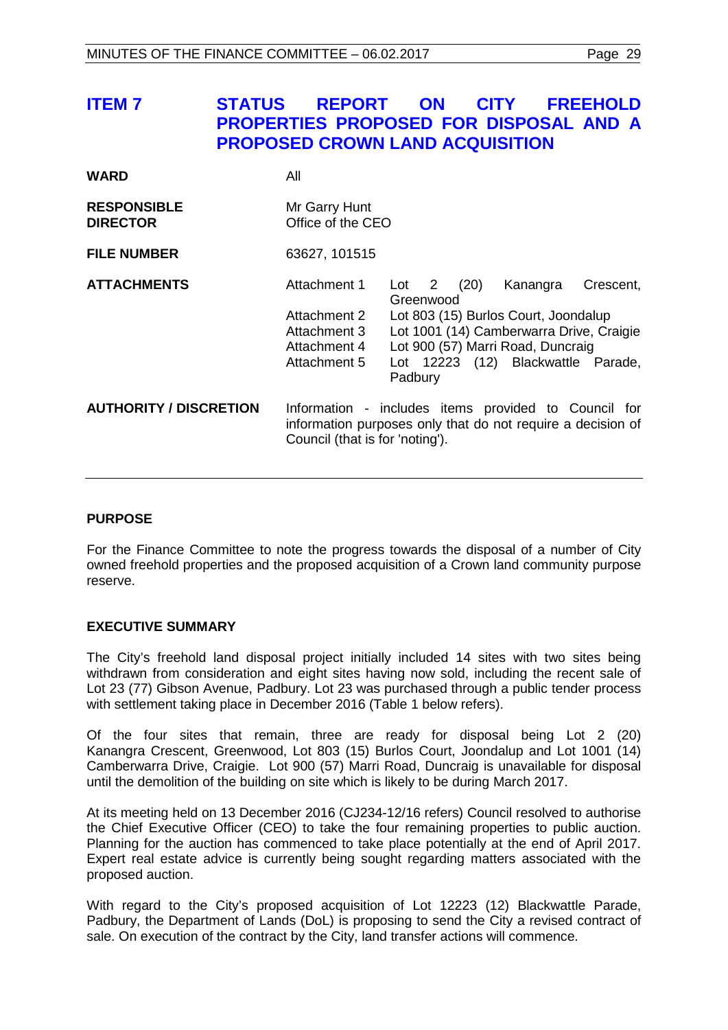# ITEM 7 STATUS REPORT ON CITY FREEHOLD PROPERTIES PROPOSED FOR DISPOSAL AND A PROPOSED CROWN LAND ACQUISITION

| | | |
|---|---|---|
| **WARD** | All | |
| **RESPONSIBLE DIRECTOR** | Mr Garry Hunt<br>Office of the CEO | |
| **FILE NUMBER** | 63627, 101515 | |
| **ATTACHMENTS** | Attachment 1 | Lot 2 (20) Kanangra Crescent, Greenwood |
| | Attachment 2 | Lot 803 (15) Burlos Court, Joondalup |
| | Attachment 3 | Lot 1001 (14) Camberwarra Drive, Craigie |
| | Attachment 4 | Lot 900 (57) Marri Road, Duncraig |
| | Attachment 5 | Lot 12223 (12) Blackwattle Parade, Padbury |
| **AUTHORITY / DISCRETION** | Information - includes items provided to Council for information purposes only that do not require a decision of Council (that is for 'noting'). | |

## PURPOSE

For the Finance Committee to note the progress towards the disposal of a number of City owned freehold properties and the proposed acquisition of a Crown land community purpose reserve.

## EXECUTIVE SUMMARY

The City's freehold land disposal project initially included 14 sites with two sites being withdrawn from consideration and eight sites having now sold, including the recent sale of Lot 23 (77) Gibson Avenue, Padbury. Lot 23 was purchased through a public tender process with settlement taking place in December 2016 (Table 1 below refers).

Of the four sites that remain, three are ready for disposal being Lot 2 (20) Kanangra Crescent, Greenwood, Lot 803 (15) Burlos Court, Joondalup and Lot 1001 (14) Camberwarra Drive, Craigie. Lot 900 (57) Marri Road, Duncraig is unavailable for disposal until the demolition of the building on site which is likely to be during March 2017.

At its meeting held on 13 December 2016 (CJ234-12/16 refers) Council resolved to authorise the Chief Executive Officer (CEO) to take the four remaining properties to public auction. Planning for the auction has commenced to take place potentially at the end of April 2017. Expert real estate advice is currently being sought regarding matters associated with the proposed auction.

With regard to the City's proposed acquisition of Lot 12223 (12) Blackwattle Parade, Padbury, the Department of Lands (DoL) is proposing to send the City a revised contract of sale. On execution of the contract by the City, land transfer actions will commence.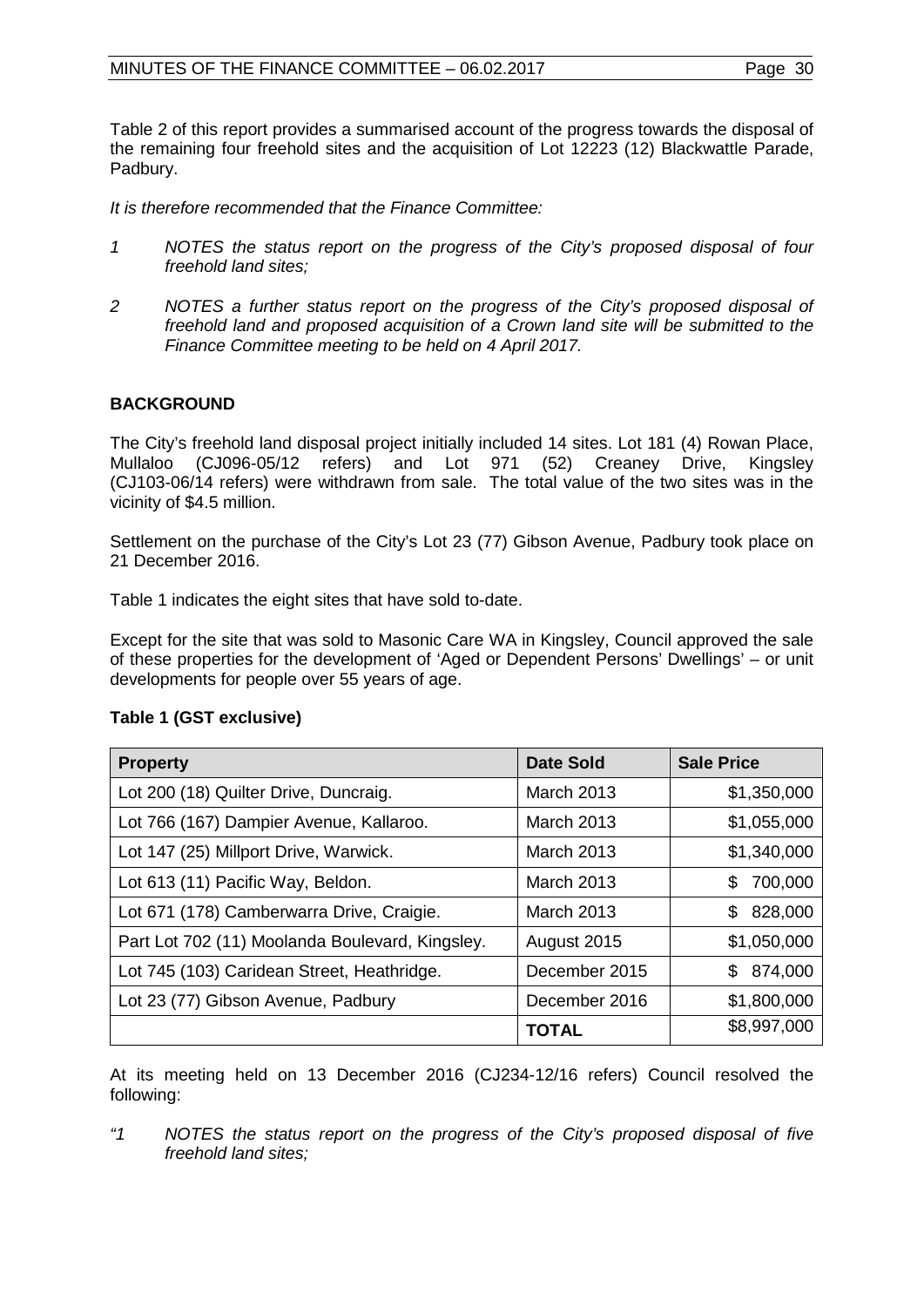Table 2 of this report provides a summarised account of the progress towards the disposal of the remaining four freehold sites and the acquisition of Lot 12223 (12) Blackwattle Parade, Padbury.

*It is therefore recommended that the Finance Committee:*

*1 NOTES the status report on the progress of the City's proposed disposal of four freehold land sites;*

*2 NOTES a further status report on the progress of the City's proposed disposal of freehold land and proposed acquisition of a Crown land site will be submitted to the Finance Committee meeting to be held on 4 April 2017.*

## BACKGROUND

The City's freehold land disposal project initially included 14 sites. Lot 181 (4) Rowan Place, Mullaloo (CJ096-05/12 refers) and Lot 971 (52) Creaney Drive, Kingsley (CJ103-06/14 refers) were withdrawn from sale. The total value of the two sites was in the vicinity of $4.5 million.

Settlement on the purchase of the City's Lot 23 (77) Gibson Avenue, Padbury took place on 21 December 2016.

Table 1 indicates the eight sites that have sold to-date.

Except for the site that was sold to Masonic Care WA in Kingsley, Council approved the sale of these properties for the development of 'Aged or Dependent Persons' Dwellings' – or unit developments for people over 55 years of age.

**Table 1 (GST exclusive)**

| Property | Date Sold | Sale Price |
|---|---|---|
| Lot 200 (18) Quilter Drive, Duncraig. | March 2013 | $1,350,000 |
| Lot 766 (167) Dampier Avenue, Kallaroo. | March 2013 | $1,055,000 |
| Lot 147 (25) Millport Drive, Warwick. | March 2013 | $1,340,000 |
| Lot 613 (11) Pacific Way, Beldon. | March 2013 | $ 700,000 |
| Lot 671 (178) Camberwarra Drive, Craigie. | March 2013 | $ 828,000 |
| Part Lot 702 (11) Moolanda Boulevard, Kingsley. | August 2015 | $1,050,000 |
| Lot 745 (103) Caridean Street, Heathridge. | December 2015 | $ 874,000 |
| Lot 23 (77) Gibson Avenue, Padbury | December 2016 | $1,800,000 |
| | **TOTAL** | $8,997,000 |

At its meeting held on 13 December 2016 (CJ234-12/16 refers) Council resolved the following:

*"1 NOTES the status report on the progress of the City's proposed disposal of five freehold land sites;*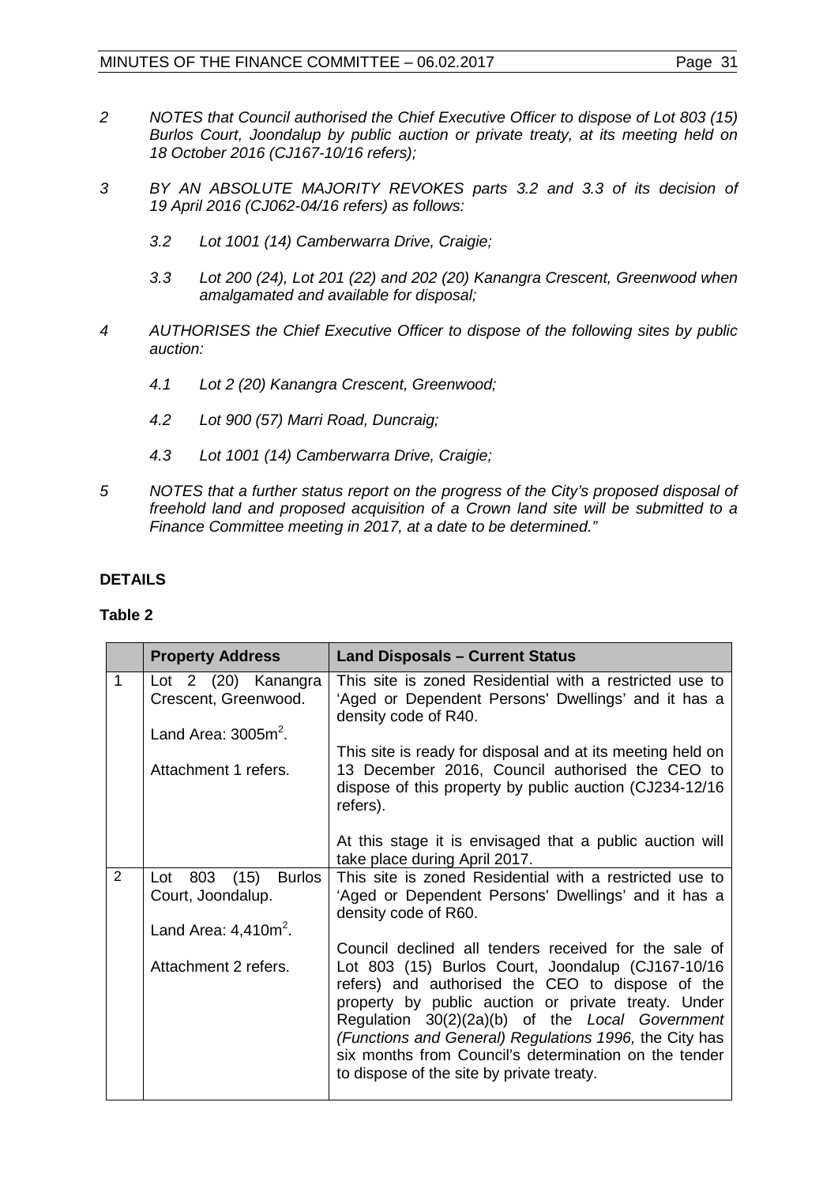*2 NOTES that Council authorised the Chief Executive Officer to dispose of Lot 803 (15) Burlos Court, Joondalup by public auction or private treaty, at its meeting held on 18 October 2016 (CJ167-10/16 refers);*

*3 BY AN ABSOLUTE MAJORITY REVOKES parts 3.2 and 3.3 of its decision of 19 April 2016 (CJ062-04/16 refers) as follows:*

*3.2 Lot 1001 (14) Camberwarra Drive, Craigie;*

*3.3 Lot 200 (24), Lot 201 (22) and 202 (20) Kanangra Crescent, Greenwood when amalgamated and available for disposal;*

*4 AUTHORISES the Chief Executive Officer to dispose of the following sites by public auction:*

*4.1 Lot 2 (20) Kanangra Crescent, Greenwood;*

*4.2 Lot 900 (57) Marri Road, Duncraig;*

*4.3 Lot 1001 (14) Camberwarra Drive, Craigie;*

*5 NOTES that a further status report on the progress of the City's proposed disposal of freehold land and proposed acquisition of a Crown land site will be submitted to a Finance Committee meeting in 2017, at a date to be determined."*

**DETAILS**

**Table 2**

| | **Property Address** | **Land Disposals – Current Status** |
|---|---|---|
| 1 | Lot 2 (20) Kanangra Crescent, Greenwood.<br><br>Land Area: 3005m$^2$.<br><br>Attachment 1 refers. | This site is zoned Residential with a restricted use to 'Aged or Dependent Persons' Dwellings' and it has a density code of R40.<br><br>This site is ready for disposal and at its meeting held on 13 December 2016, Council authorised the CEO to dispose of this property by public auction (CJ234-12/16 refers).<br><br>At this stage it is envisaged that a public auction will take place during April 2017. |
| 2 | Lot 803 (15) Burlos Court, Joondalup.<br><br>Land Area: 4,410m$^2$.<br><br>Attachment 2 refers. | This site is zoned Residential with a restricted use to 'Aged or Dependent Persons' Dwellings' and it has a density code of R60.<br><br>Council declined all tenders received for the sale of Lot 803 (15) Burlos Court, Joondalup (CJ167-10/16 refers) and authorised the CEO to dispose of the property by public auction or private treaty. Under Regulation 30(2)(2a)(b) of the *Local Government (Functions and General) Regulations 1996,* the City has six months from Council's determination on the tender to dispose of the site by private treaty. |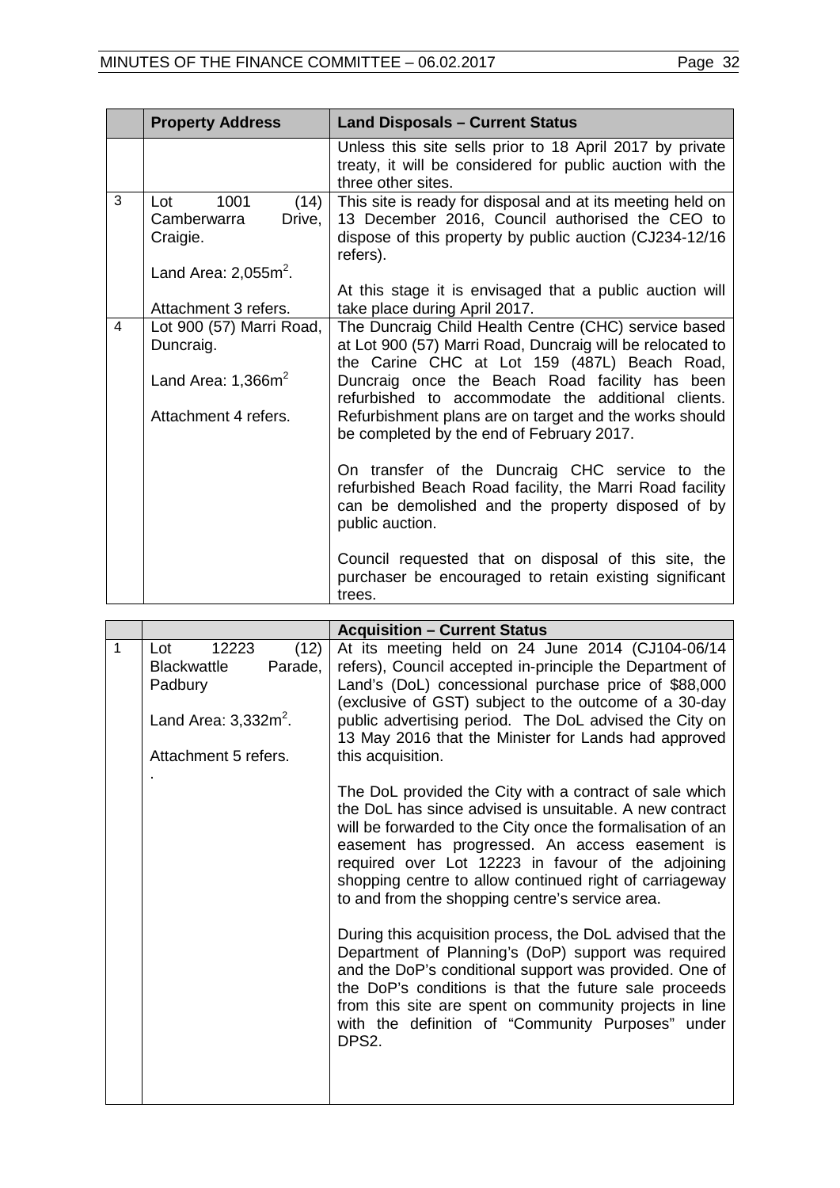| | Property Address | Land Disposals – Current Status |
|---|---|---|
| | | Unless this site sells prior to 18 April 2017 by private treaty, it will be considered for public auction with the three other sites. |
| 3 | Lot 1001 (14) Camberwarra Drive, Craigie.<br><br>Land Area: 2,055m$^2$.<br><br>Attachment 3 refers. | This site is ready for disposal and at its meeting held on 13 December 2016, Council authorised the CEO to dispose of this property by public auction (CJ234-12/16 refers).<br><br>At this stage it is envisaged that a public auction will take place during April 2017. |
| 4 | Lot 900 (57) Marri Road, Duncraig.<br><br>Land Area: 1,366m$^2$<br><br>Attachment 4 refers. | The Duncraig Child Health Centre (CHC) service based at Lot 900 (57) Marri Road, Duncraig will be relocated to the Carine CHC at Lot 159 (487L) Beach Road, Duncraig once the Beach Road facility has been refurbished to accommodate the additional clients. Refurbishment plans are on target and the works should be completed by the end of February 2017.<br><br>On transfer of the Duncraig CHC service to the refurbished Beach Road facility, the Marri Road facility can be demolished and the property disposed of by public auction.<br><br>Council requested that on disposal of this site, the purchaser be encouraged to retain existing significant trees. |

| | | Acquisition – Current Status |
|---|---|---|
| 1 | Lot 12223 (12) Blackwattle Parade, Padbury<br><br>Land Area: 3,332m$^2$.<br><br>Attachment 5 refers.<br><br>. | At its meeting held on 24 June 2014 (CJ104-06/14 refers), Council accepted in-principle the Department of Land's (DoL) concessional purchase price of $88,000 (exclusive of GST) subject to the outcome of a 30-day public advertising period. The DoL advised the City on 13 May 2016 that the Minister for Lands had approved this acquisition.<br><br>The DoL provided the City with a contract of sale which the DoL has since advised is unsuitable. A new contract will be forwarded to the City once the formalisation of an easement has progressed. An access easement is required over Lot 12223 in favour of the adjoining shopping centre to allow continued right of carriageway to and from the shopping centre's service area.<br><br>During this acquisition process, the DoL advised that the Department of Planning's (DoP) support was required and the DoP's conditional support was provided. One of the DoP's conditions is that the future sale proceeds from this site are spent on community projects in line with the definition of "Community Purposes" under DPS2. |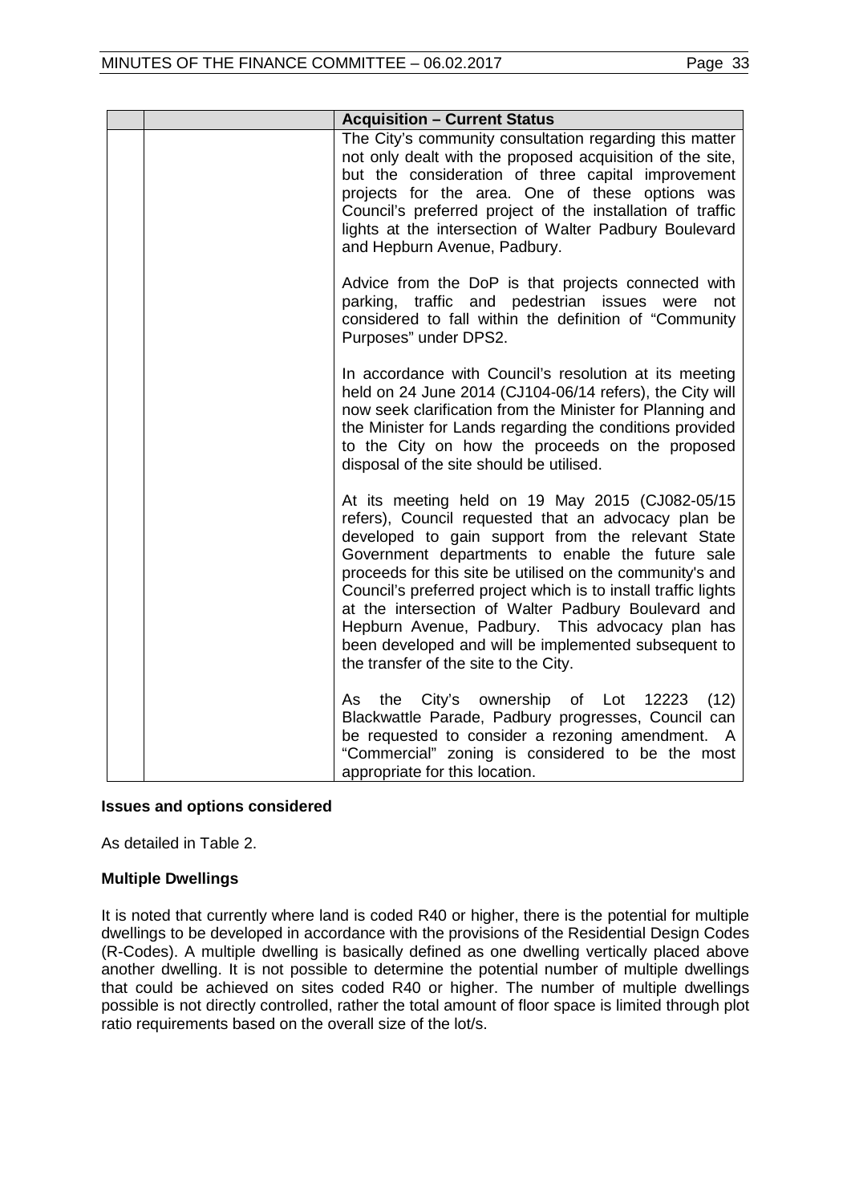| | | Acquisition – Current Status |
|---|---|---|
| | | The City's community consultation regarding this matter not only dealt with the proposed acquisition of the site, but the consideration of three capital improvement projects for the area. One of these options was Council's preferred project of the installation of traffic lights at the intersection of Walter Padbury Boulevard and Hepburn Avenue, Padbury.<br><br>Advice from the DoP is that projects connected with parking, traffic and pedestrian issues were not considered to fall within the definition of "Community Purposes" under DPS2.<br><br>In accordance with Council's resolution at its meeting held on 24 June 2014 (CJ104-06/14 refers), the City will now seek clarification from the Minister for Planning and the Minister for Lands regarding the conditions provided to the City on how the proceeds on the proposed disposal of the site should be utilised.<br><br>At its meeting held on 19 May 2015 (CJ082-05/15 refers), Council requested that an advocacy plan be developed to gain support from the relevant State Government departments to enable the future sale proceeds for this site be utilised on the community's and Council's preferred project which is to install traffic lights at the intersection of Walter Padbury Boulevard and Hepburn Avenue, Padbury. This advocacy plan has been developed and will be implemented subsequent to the transfer of the site to the City.<br><br>As the City's ownership of Lot 12223 (12) Blackwattle Parade, Padbury progresses, Council can be requested to consider a rezoning amendment. A "Commercial" zoning is considered to be the most appropriate for this location. |

**Issues and options considered**

As detailed in Table 2.

**Multiple Dwellings**

It is noted that currently where land is coded R40 or higher, there is the potential for multiple dwellings to be developed in accordance with the provisions of the Residential Design Codes (R-Codes). A multiple dwelling is basically defined as one dwelling vertically placed above another dwelling. It is not possible to determine the potential number of multiple dwellings that could be achieved on sites coded R40 or higher. The number of multiple dwellings possible is not directly controlled, rather the total amount of floor space is limited through plot ratio requirements based on the overall size of the lot/s.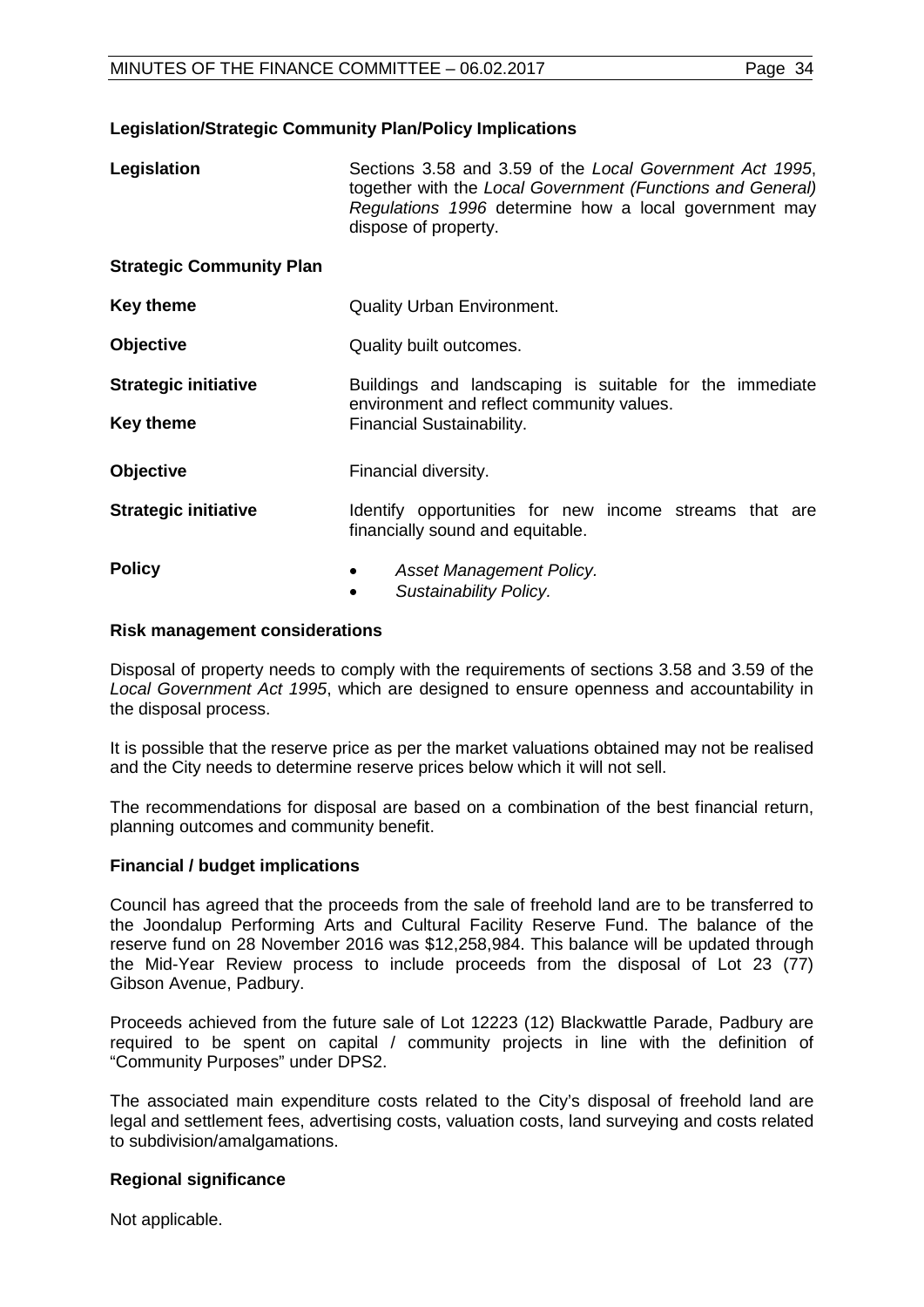**Legislation/Strategic Community Plan/Policy Implications**

| | |
|---|---|
| **Legislation** | Sections 3.58 and 3.59 of the *Local Government Act 1995*, together with the *Local Government (Functions and General) Regulations 1996* determine how a local government may dispose of property. |
| **Strategic Community Plan** | |
| **Key theme** | Quality Urban Environment. |
| **Objective** | Quality built outcomes. |
| **Strategic initiative** | Buildings and landscaping is suitable for the immediate environment and reflect community values. |
| **Key theme** | Financial Sustainability. |
| **Objective** | Financial diversity. |
| **Strategic initiative** | Identify opportunities for new income streams that are financially sound and equitable. |
| **Policy** | • *Asset Management Policy.* <br> • *Sustainability Policy.* |

**Risk management considerations**

Disposal of property needs to comply with the requirements of sections 3.58 and 3.59 of the *Local Government Act 1995*, which are designed to ensure openness and accountability in the disposal process.

It is possible that the reserve price as per the market valuations obtained may not be realised and the City needs to determine reserve prices below which it will not sell.

The recommendations for disposal are based on a combination of the best financial return, planning outcomes and community benefit.

**Financial / budget implications**

Council has agreed that the proceeds from the sale of freehold land are to be transferred to the Joondalup Performing Arts and Cultural Facility Reserve Fund. The balance of the reserve fund on 28 November 2016 was $12,258,984. This balance will be updated through the Mid-Year Review process to include proceeds from the disposal of Lot 23 (77) Gibson Avenue, Padbury.

Proceeds achieved from the future sale of Lot 12223 (12) Blackwattle Parade, Padbury are required to be spent on capital / community projects in line with the definition of "Community Purposes" under DPS2.

The associated main expenditure costs related to the City's disposal of freehold land are legal and settlement fees, advertising costs, valuation costs, land surveying and costs related to subdivision/amalgamations.

**Regional significance**

Not applicable.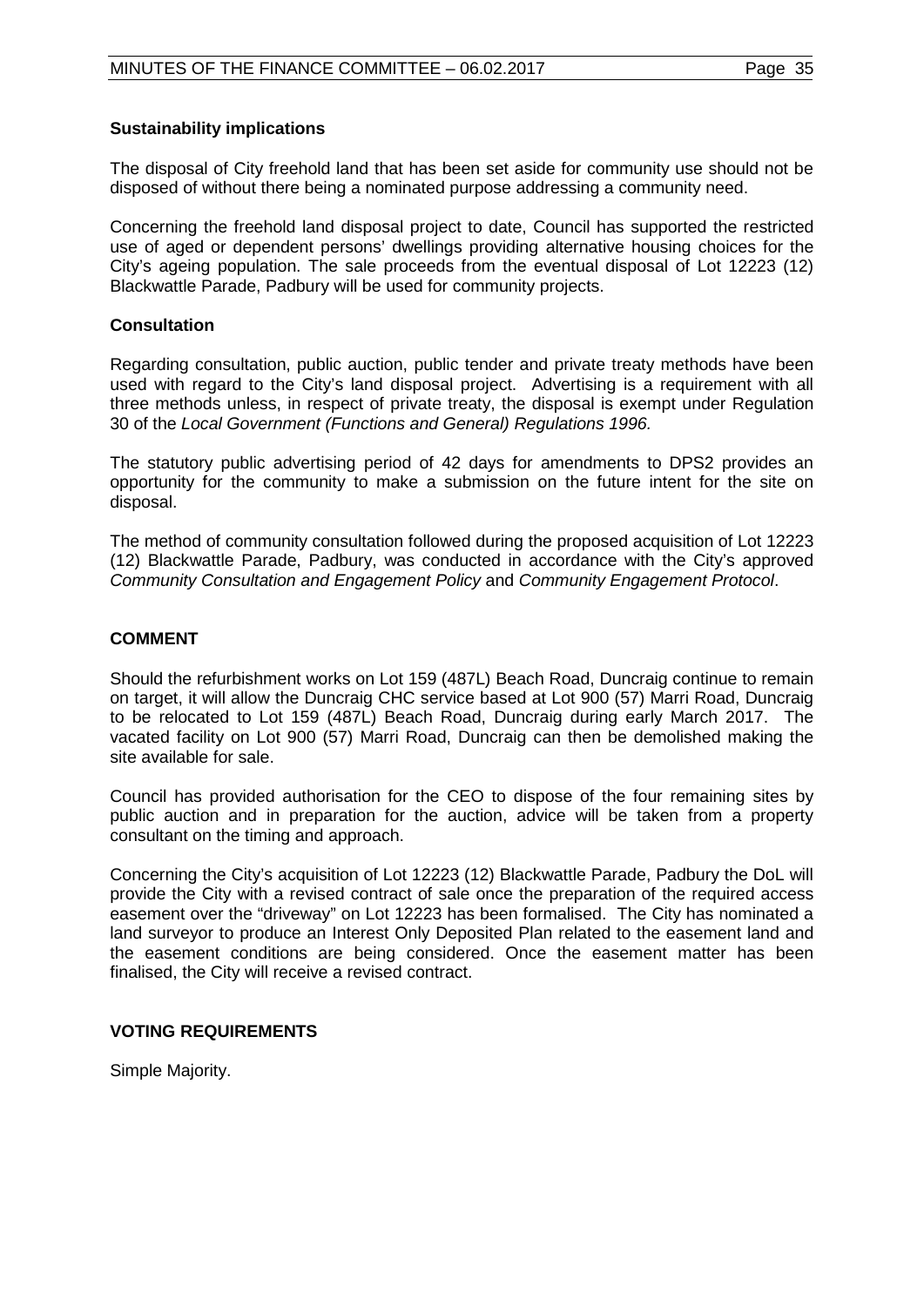**Sustainability implications**

The disposal of City freehold land that has been set aside for community use should not be disposed of without there being a nominated purpose addressing a community need.

Concerning the freehold land disposal project to date, Council has supported the restricted use of aged or dependent persons' dwellings providing alternative housing choices for the City's ageing population. The sale proceeds from the eventual disposal of Lot 12223 (12) Blackwattle Parade, Padbury will be used for community projects.

**Consultation**

Regarding consultation, public auction, public tender and private treaty methods have been used with regard to the City's land disposal project. Advertising is a requirement with all three methods unless, in respect of private treaty, the disposal is exempt under Regulation 30 of the *Local Government (Functions and General) Regulations 1996.*

The statutory public advertising period of 42 days for amendments to DPS2 provides an opportunity for the community to make a submission on the future intent for the site on disposal.

The method of community consultation followed during the proposed acquisition of Lot 12223 (12) Blackwattle Parade, Padbury, was conducted in accordance with the City's approved *Community Consultation and Engagement Policy* and *Community Engagement Protocol*.

## COMMENT

Should the refurbishment works on Lot 159 (487L) Beach Road, Duncraig continue to remain on target, it will allow the Duncraig CHC service based at Lot 900 (57) Marri Road, Duncraig to be relocated to Lot 159 (487L) Beach Road, Duncraig during early March 2017. The vacated facility on Lot 900 (57) Marri Road, Duncraig can then be demolished making the site available for sale.

Council has provided authorisation for the CEO to dispose of the four remaining sites by public auction and in preparation for the auction, advice will be taken from a property consultant on the timing and approach.

Concerning the City's acquisition of Lot 12223 (12) Blackwattle Parade, Padbury the DoL will provide the City with a revised contract of sale once the preparation of the required access easement over the "driveway" on Lot 12223 has been formalised. The City has nominated a land surveyor to produce an Interest Only Deposited Plan related to the easement land and the easement conditions are being considered. Once the easement matter has been finalised, the City will receive a revised contract.

## VOTING REQUIREMENTS

Simple Majority.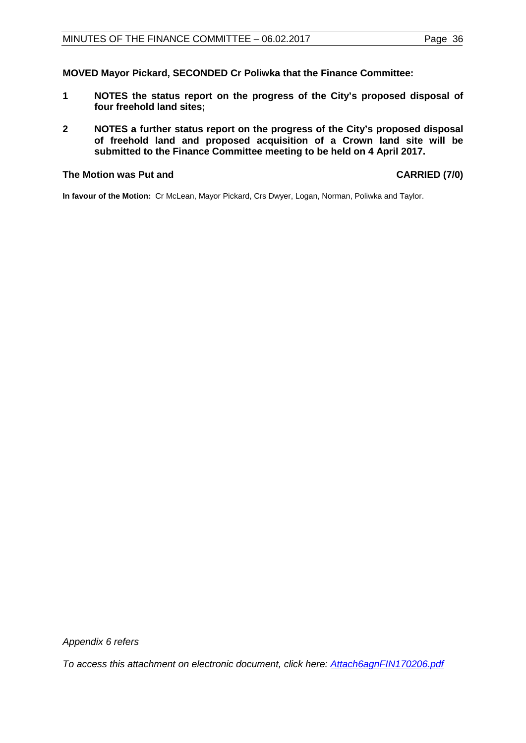**MOVED Mayor Pickard, SECONDED Cr Poliwka that the Finance Committee:**

1. **NOTES the status report on the progress of the City's proposed disposal of four freehold land sites;**

2. **NOTES a further status report on the progress of the City's proposed disposal of freehold land and proposed acquisition of a Crown land site will be submitted to the Finance Committee meeting to be held on 4 April 2017.**

**The Motion was Put and** **CARRIED (7/0)**

**In favour of the Motion:** Cr McLean, Mayor Pickard, Crs Dwyer, Logan, Norman, Poliwka and Taylor.

*Appendix 6 refers*

*To access this attachment on electronic document, click here: Attach6agnFIN170206.pdf*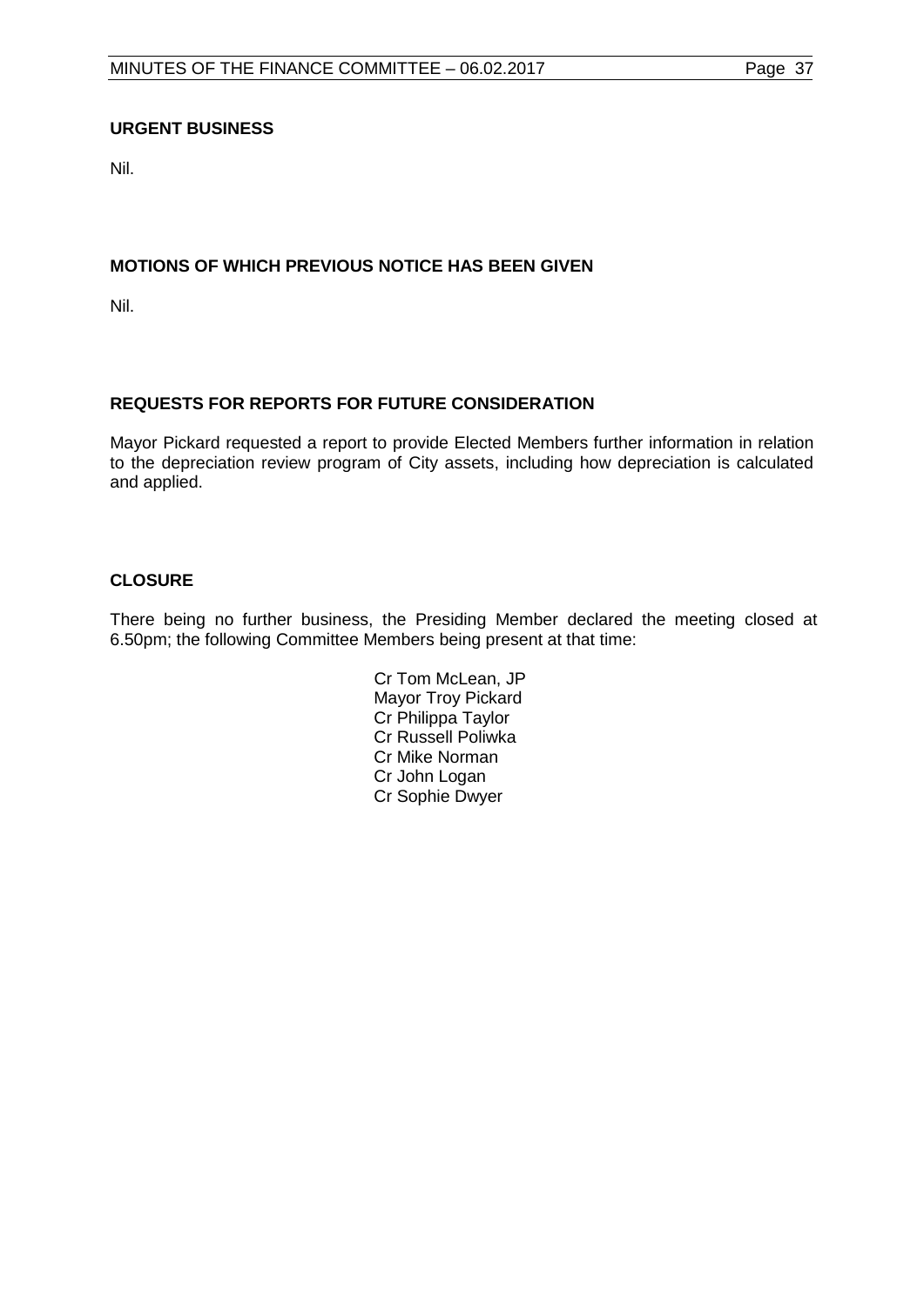## URGENT BUSINESS

Nil.

## MOTIONS OF WHICH PREVIOUS NOTICE HAS BEEN GIVEN

Nil.

## REQUESTS FOR REPORTS FOR FUTURE CONSIDERATION

Mayor Pickard requested a report to provide Elected Members further information in relation to the depreciation review program of City assets, including how depreciation is calculated and applied.

## CLOSURE

There being no further business, the Presiding Member declared the meeting closed at 6.50pm; the following Committee Members being present at that time:

Cr Tom McLean, JP
Mayor Troy Pickard
Cr Philippa Taylor
Cr Russell Poliwka
Cr Mike Norman
Cr John Logan
Cr Sophie Dwyer